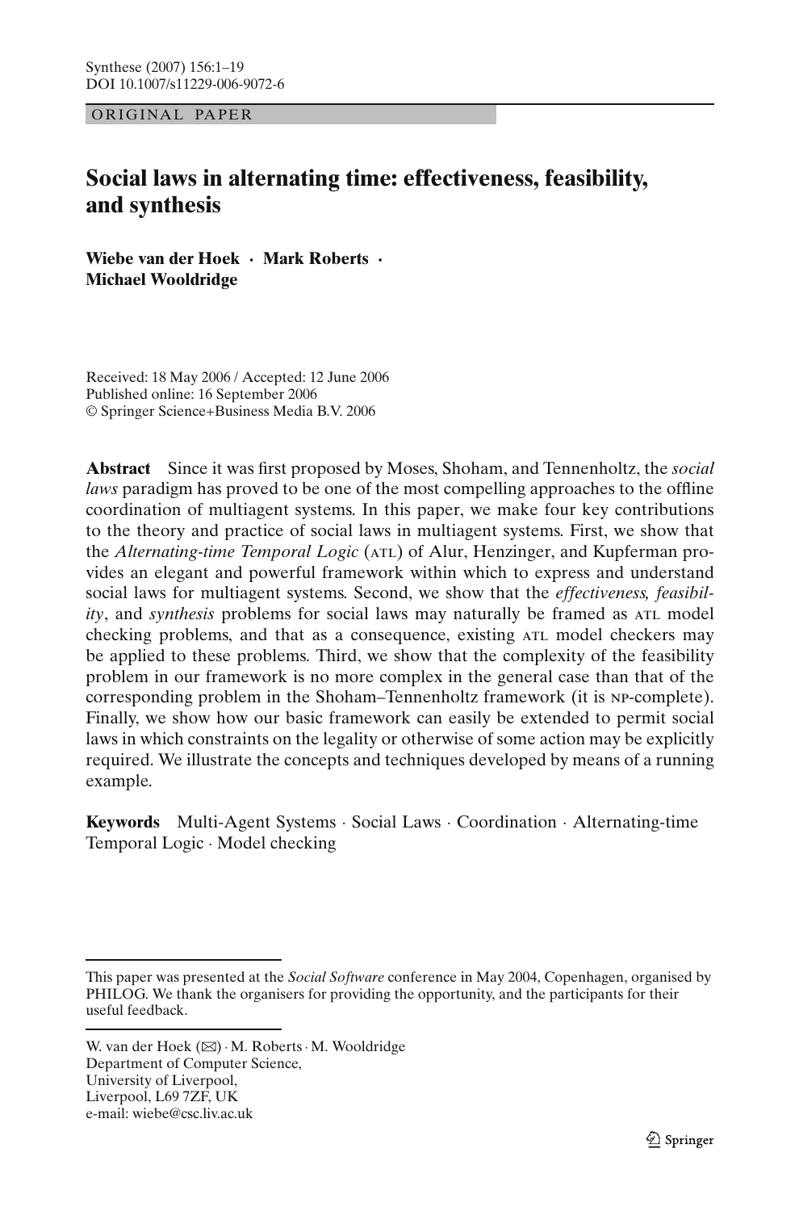ORIGINAL PAPER

# Social laws in alternating time: effectiveness, feasibility, and synthesis

**Wiebe van der Hoek · Mark Roberts · Michael Wooldridge**

Received: 18 May 2006 / Accepted: 12 June 2006
Published online: 16 September 2006
© Springer Science+Business Media B.V. 2006

**Abstract** Since it was first proposed by Moses, Shoham, and Tennenholtz, the *social laws* paradigm has proved to be one of the most compelling approaches to the offline coordination of multiagent systems. In this paper, we make four key contributions to the theory and practice of social laws in multiagent systems. First, we show that the *Alternating-time Temporal Logic* (ATL) of Alur, Henzinger, and Kupferman provides an elegant and powerful framework within which to express and understand social laws for multiagent systems. Second, we show that the *effectiveness, feasibility*, and *synthesis* problems for social laws may naturally be framed as ATL model checking problems, and that as a consequence, existing ATL model checkers may be applied to these problems. Third, we show that the complexity of the feasibility problem in our framework is no more complex in the general case than that of the corresponding problem in the Shoham–Tennenholtz framework (it is NP-complete). Finally, we show how our basic framework can easily be extended to permit social laws in which constraints on the legality or otherwise of some action may be explicitly required. We illustrate the concepts and techniques developed by means of a running example.

**Keywords** Multi-Agent Systems · Social Laws · Coordination · Alternating-time Temporal Logic · Model checking

---

This paper was presented at the *Social Software* conference in May 2004, Copenhagen, organised by PHILOG. We thank the organisers for providing the opportunity, and the participants for their useful feedback.

W. van der Hoek (✉) · M. Roberts · M. Wooldridge
Department of Computer Science,
University of Liverpool,
Liverpool, L69 7ZF, UK
e-mail: wiebe@csc.liv.ac.uk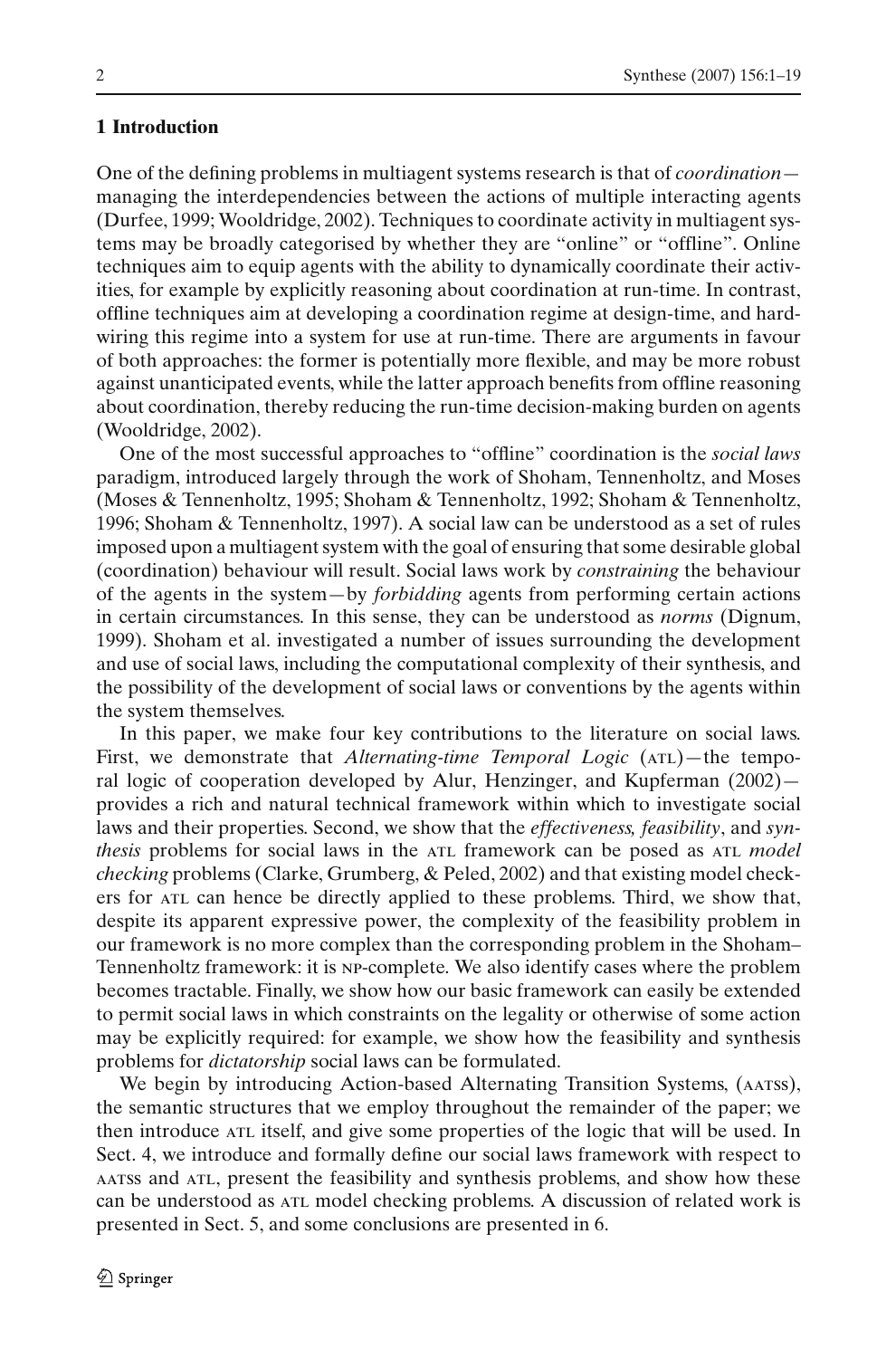## 1 Introduction

One of the defining problems in multiagent systems research is that of *coordination*—managing the interdependencies between the actions of multiple interacting agents (Durfee, 1999; Wooldridge, 2002). Techniques to coordinate activity in multiagent systems may be broadly categorised by whether they are "online" or "offline". Online techniques aim to equip agents with the ability to dynamically coordinate their activities, for example by explicitly reasoning about coordination at run-time. In contrast, offline techniques aim at developing a coordination regime at design-time, and hardwiring this regime into a system for use at run-time. There are arguments in favour of both approaches: the former is potentially more flexible, and may be more robust against unanticipated events, while the latter approach benefits from offline reasoning about coordination, thereby reducing the run-time decision-making burden on agents (Wooldridge, 2002).

One of the most successful approaches to "offline" coordination is the *social laws* paradigm, introduced largely through the work of Shoham, Tennenholtz, and Moses (Moses & Tennenholtz, 1995; Shoham & Tennenholtz, 1992; Shoham & Tennenholtz, 1996; Shoham & Tennenholtz, 1997). A social law can be understood as a set of rules imposed upon a multiagent system with the goal of ensuring that some desirable global (coordination) behaviour will result. Social laws work by *constraining* the behaviour of the agents in the system—by *forbidding* agents from performing certain actions in certain circumstances. In this sense, they can be understood as *norms* (Dignum, 1999). Shoham et al. investigated a number of issues surrounding the development and use of social laws, including the computational complexity of their synthesis, and the possibility of the development of social laws or conventions by the agents within the system themselves.

In this paper, we make four key contributions to the literature on social laws. First, we demonstrate that *Alternating-time Temporal Logic* (ATL)—the temporal logic of cooperation developed by Alur, Henzinger, and Kupferman (2002)—provides a rich and natural technical framework within which to investigate social laws and their properties. Second, we show that the *effectiveness, feasibility*, and *synthesis* problems for social laws in the ATL framework can be posed as ATL *model checking* problems (Clarke, Grumberg, & Peled, 2002) and that existing model checkers for ATL can hence be directly applied to these problems. Third, we show that, despite its apparent expressive power, the complexity of the feasibility problem in our framework is no more complex than the corresponding problem in the Shoham–Tennenholtz framework: it is NP-complete. We also identify cases where the problem becomes tractable. Finally, we show how our basic framework can easily be extended to permit social laws in which constraints on the legality or otherwise of some action may be explicitly required: for example, we show how the feasibility and synthesis problems for *dictatorship* social laws can be formulated.

We begin by introducing Action-based Alternating Transition Systems, (AATSs), the semantic structures that we employ throughout the remainder of the paper; we then introduce ATL itself, and give some properties of the logic that will be used. In Sect. 4, we introduce and formally define our social laws framework with respect to AATSs and ATL, present the feasibility and synthesis problems, and show how these can be understood as ATL model checking problems. A discussion of related work is presented in Sect. 5, and some conclusions are presented in 6.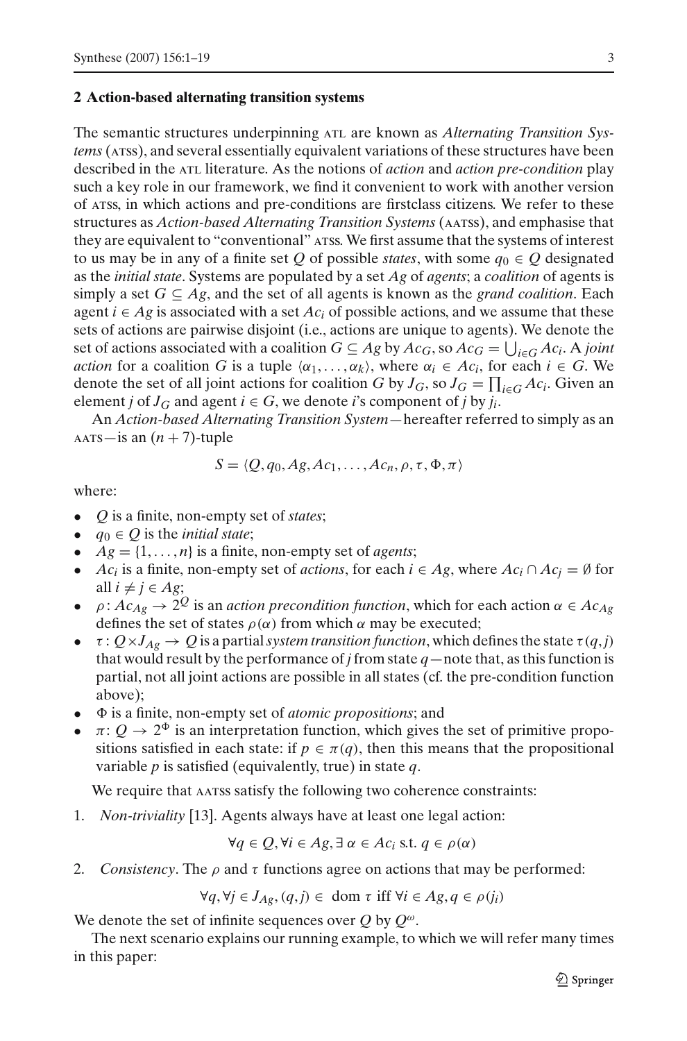## 2 Action-based alternating transition systems

The semantic structures underpinning ATL are known as *Alternating Transition Systems* (ATSS), and several essentially equivalent variations of these structures have been described in the ATL literature. As the notions of *action* and *action pre-condition* play such a key role in our framework, we find it convenient to work with another version of ATSS, in which actions and pre-conditions are firstclass citizens. We refer to these structures as *Action-based Alternating Transition Systems* (AATSS), and emphasise that they are equivalent to "conventional" ATSS. We first assume that the systems of interest to us may be in any of a finite set $Q$ of possible *states*, with some $q_0 \in Q$ designated as the *initial state*. Systems are populated by a set $Ag$ of *agents*; a *coalition* of agents is simply a set $G \subseteq Ag$, and the set of all agents is known as the *grand coalition*. Each agent $i \in Ag$ is associated with a set $Ac_i$ of possible actions, and we assume that these sets of actions are pairwise disjoint (i.e., actions are unique to agents). We denote the set of actions associated with a coalition $G \subseteq Ag$ by $Ac_G$, so $Ac_G = \bigcup_{i \in G} Ac_i$. A *joint action* for a coalition $G$ is a tuple $\langle \alpha_1, \ldots, \alpha_k \rangle$, where $\alpha_i \in Ac_i$, for each $i \in G$. We denote the set of all joint actions for coalition $G$ by $J_G$, so $J_G = \prod_{i \in G} Ac_i$. Given an element $j$ of $J_G$ and agent $i \in G$, we denote $i$'s component of $j$ by $j_i$.

An *Action-based Alternating Transition System*—hereafter referred to simply as an AATS—is an $(n + 7)$-tuple

$$S = \langle Q, q_0, Ag, Ac_1, \ldots, Ac_n, \rho, \tau, \Phi, \pi \rangle$$

where:

- $Q$ is a finite, non-empty set of *states*;
- $q_0 \in Q$ is the *initial state*;
- $Ag = \{1, \ldots, n\}$ is a finite, non-empty set of *agents*;
- $Ac_i$ is a finite, non-empty set of *actions*, for each $i \in Ag$, where $Ac_i \cap Ac_j = \emptyset$ for all $i \neq j \in Ag$;
- $\rho \colon Ac_{Ag} \to 2^Q$ is an *action precondition function*, which for each action $\alpha \in Ac_{Ag}$ defines the set of states $\rho(\alpha)$ from which $\alpha$ may be executed;
- $\tau : Q \times J_{Ag} \to Q$ is a partial *system transition function*, which defines the state $\tau(q, j)$ that would result by the performance of $j$ from state $q$—note that, as this function is partial, not all joint actions are possible in all states (cf. the pre-condition function above);
- $\Phi$ is a finite, non-empty set of *atomic propositions*; and
- $\pi \colon Q \to 2^\Phi$ is an interpretation function, which gives the set of primitive propositions satisfied in each state: if $p \in \pi(q)$, then this means that the propositional variable $p$ is satisfied (equivalently, true) in state $q$.

We require that AATSS satisfy the following two coherence constraints:

1. *Non-triviality* [13]. Agents always have at least one legal action:

$$\forall q \in Q, \forall i \in Ag, \exists\, \alpha \in Ac_i \text{ s.t. } q \in \rho(\alpha)$$

2. *Consistency*. The $\rho$ and $\tau$ functions agree on actions that may be performed:

$$\forall q, \forall j \in J_{Ag}, (q, j) \in \text{ dom } \tau \text{ iff } \forall i \in Ag, q \in \rho(j_i)$$

We denote the set of infinite sequences over $Q$ by $Q^\omega$.

The next scenario explains our running example, to which we will refer many times in this paper: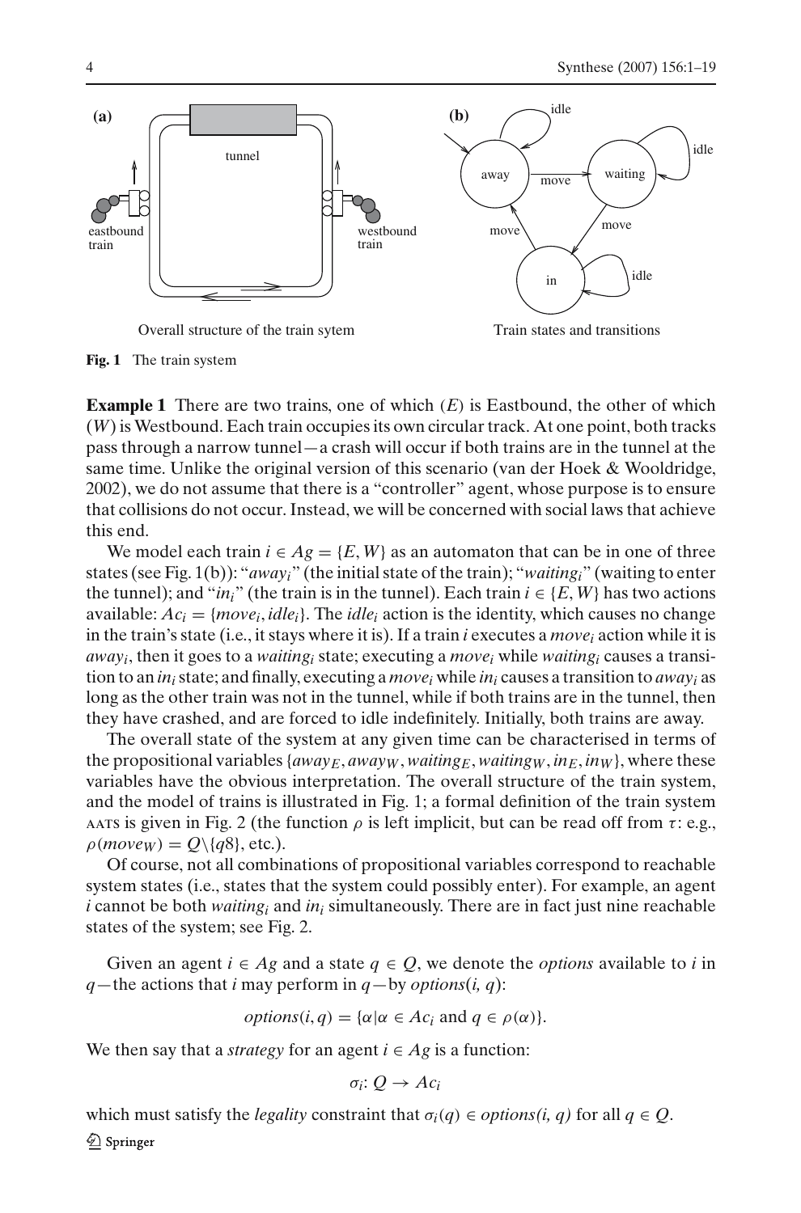**(a)**

tunnel

eastbound train

westbound train

Overall structure of the train sytem

**(b)**

Train states and transitions

**Fig. 1** The train system

**Example 1** There are two trains, one of which ($E$) is Eastbound, the other of which ($W$) is Westbound. Each train occupies its own circular track. At one point, both tracks pass through a narrow tunnel—a crash will occur if both trains are in the tunnel at the same time. Unlike the original version of this scenario (van der Hoek & Wooldridge, 2002), we do not assume that there is a "controller" agent, whose purpose is to ensure that collisions do not occur. Instead, we will be concerned with social laws that achieve this end.

We model each train $i \in Ag = \{E, W\}$ as an automaton that can be in one of three states (see Fig. 1(b)): "$away_i$" (the initial state of the train); "$waiting_i$" (waiting to enter the tunnel); and "$in_i$" (the train is in the tunnel). Each train $i \in \{E, W\}$ has two actions available: $Ac_i = \{move_i, idle_i\}$. The $idle_i$ action is the identity, which causes no change in the train's state (i.e., it stays where it is). If a train $i$ executes a $move_i$ action while it is $away_i$, then it goes to a $waiting_i$ state; executing a $move_i$ while $waiting_i$ causes a transition to an $in_i$ state; and finally, executing a $move_i$ while $in_i$ causes a transition to $away_i$ as long as the other train was not in the tunnel, while if both trains are in the tunnel, then they have crashed, and are forced to idle indefinitely. Initially, both trains are away.

The overall state of the system at any given time can be characterised in terms of the propositional variables $\{away_E, away_W, waiting_E, waiting_W, in_E, in_W\}$, where these variables have the obvious interpretation. The overall structure of the train system, and the model of trains is illustrated in Fig. 1; a formal definition of the train system AATS is given in Fig. 2 (the function $\rho$ is left implicit, but can be read off from $\tau$: e.g., $\rho(move_W) = Q \backslash \{q8\}$, etc.).

Of course, not all combinations of propositional variables correspond to reachable system states (i.e., states that the system could possibly enter). For example, an agent $i$ cannot be both $waiting_i$ and $in_i$ simultaneously. There are in fact just nine reachable states of the system; see Fig. 2.

Given an agent $i \in Ag$ and a state $q \in Q$, we denote the *options* available to $i$ in $q$—the actions that $i$ may perform in $q$—by $options(i, q)$:

$$options(i, q) = \{\alpha | \alpha \in Ac_i \text{ and } q \in \rho(\alpha)\}.$$

We then say that a *strategy* for an agent $i \in Ag$ is a function:

$$\sigma_i : Q \to Ac_i$$

which must satisfy the *legality* constraint that $\sigma_i(q) \in options(i, q)$ for all $q \in Q$.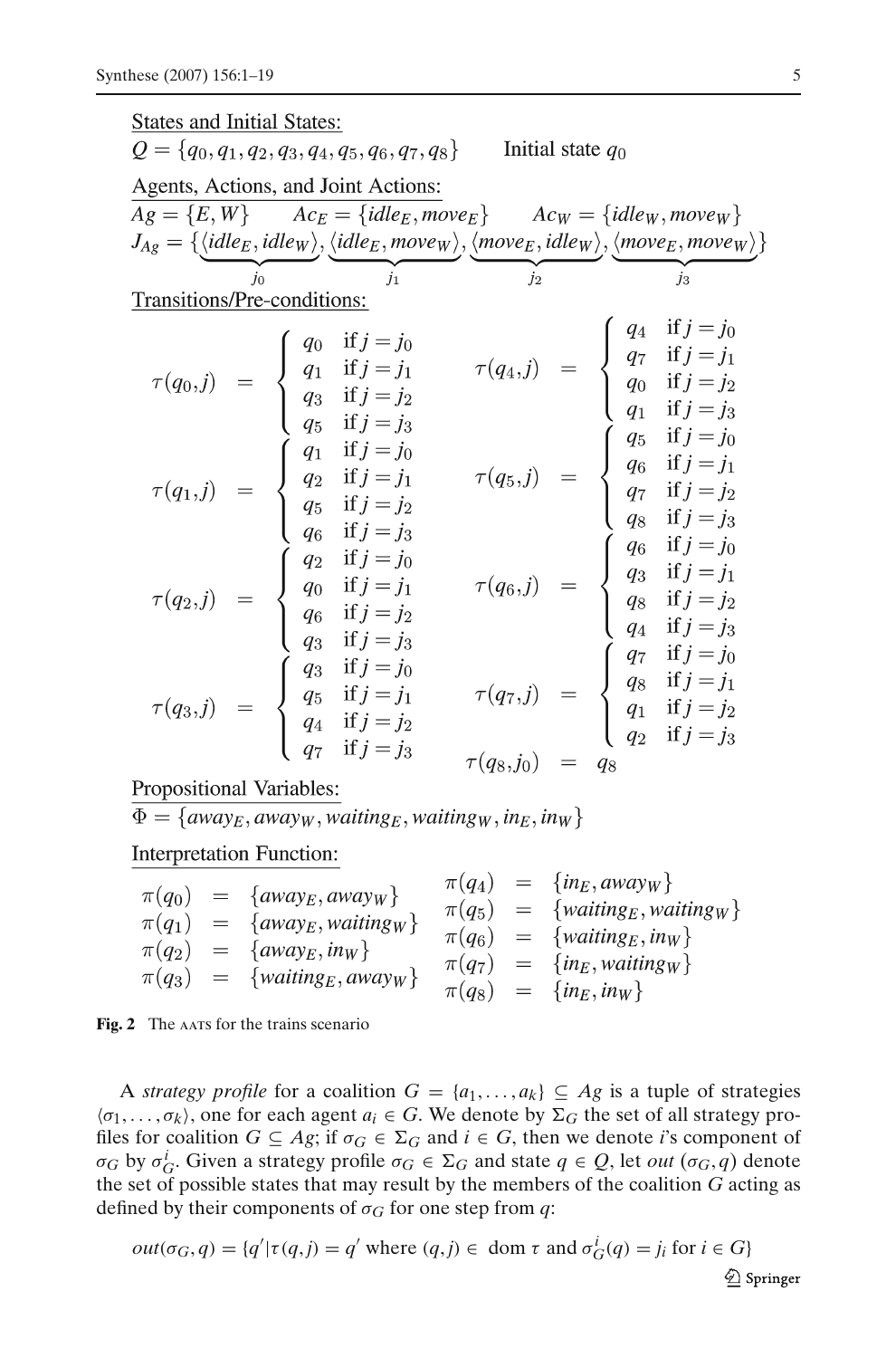<u>States and Initial States:</u>

$Q = \{q_0, q_1, q_2, q_3, q_4, q_5, q_6, q_7, q_8\}$ Initial state $q_0$

<u>Agents, Actions, and Joint Actions:</u>

$Ag = \{E, W\}$ $Ac_E = \{idle_E, move_E\}$ $Ac_W = \{idle_W, move_W\}$

$$J_{Ag} = \{\underbrace{\langle idle_E, idle_W\rangle}_{j_0}, \underbrace{\langle idle_E, move_W\rangle}_{j_1}, \underbrace{\langle move_E, idle_W\rangle}_{j_2}, \underbrace{\langle move_E, move_W\rangle}_{j_3}\}$$

<u>Transitions/Pre-conditions:</u>

$$\tau(q_0,j) = \begin{cases} q_0 & \text{if } j = j_0 \\ q_1 & \text{if } j = j_1 \\ q_3 & \text{if } j = j_2 \\ q_5 & \text{if } j = j_3 \end{cases} \qquad \tau(q_4,j) = \begin{cases} q_4 & \text{if } j = j_0 \\ q_7 & \text{if } j = j_1 \\ q_0 & \text{if } j = j_2 \\ q_1 & \text{if } j = j_3 \end{cases}$$

$$\tau(q_1,j) = \begin{cases} q_1 & \text{if } j = j_0 \\ q_2 & \text{if } j = j_1 \\ q_5 & \text{if } j = j_2 \\ q_6 & \text{if } j = j_3 \end{cases} \qquad \tau(q_5,j) = \begin{cases} q_5 & \text{if } j = j_0 \\ q_6 & \text{if } j = j_1 \\ q_7 & \text{if } j = j_2 \\ q_8 & \text{if } j = j_3 \end{cases}$$

$$\tau(q_2,j) = \begin{cases} q_2 & \text{if } j = j_0 \\ q_0 & \text{if } j = j_1 \\ q_6 & \text{if } j = j_2 \\ q_3 & \text{if } j = j_3 \end{cases} \qquad \tau(q_6,j) = \begin{cases} q_6 & \text{if } j = j_0 \\ q_3 & \text{if } j = j_1 \\ q_8 & \text{if } j = j_2 \\ q_4 & \text{if } j = j_3 \end{cases}$$

$$\tau(q_3,j) = \begin{cases} q_3 & \text{if } j = j_0 \\ q_5 & \text{if } j = j_1 \\ q_4 & \text{if } j = j_2 \\ q_7 & \text{if } j = j_3 \end{cases} \qquad \tau(q_7,j) = \begin{cases} q_7 & \text{if } j = j_0 \\ q_8 & \text{if } j = j_1 \\ q_1 & \text{if } j = j_2 \\ q_2 & \text{if } j = j_3 \end{cases}$$

$$\tau(q_8,j_0) = q_8$$

<u>Propositional Variables:</u>

$\Phi = \{away_E, away_W, waiting_E, waiting_W, in_E, in_W\}$

<u>Interpretation Function:</u>

$$\begin{aligned} \pi(q_0) &= \{away_E, away_W\} & \pi(q_4) &= \{in_E, away_W\} \\ \pi(q_1) &= \{away_E, waiting_W\} & \pi(q_5) &= \{waiting_E, waiting_W\} \\ \pi(q_2) &= \{away_E, in_W\} & \pi(q_6) &= \{waiting_E, in_W\} \\ \pi(q_3) &= \{waiting_E, away_W\} & \pi(q_7) &= \{in_E, waiting_W\} \\ & & \pi(q_8) &= \{in_E, in_W\} \end{aligned}$$

**Fig. 2** The AATS for the trains scenario

A *strategy profile* for a coalition $G = \{a_1, \ldots, a_k\} \subseteq Ag$ is a tuple of strategies $\langle \sigma_1, \ldots, \sigma_k \rangle$, one for each agent $a_i \in G$. We denote by $\Sigma_G$ the set of all strategy profiles for coalition $G \subseteq Ag$; if $\sigma_G \in \Sigma_G$ and $i \in G$, then we denote $i$'s component of $\sigma_G$ by $\sigma_G^i$. Given a strategy profile $\sigma_G \in \Sigma_G$ and state $q \in Q$, let $out(\sigma_G, q)$ denote the set of possible states that may result by the members of the coalition $G$ acting as defined by their components of $\sigma_G$ for one step from $q$:

$$out(\sigma_G, q) = \{q' \mid \tau(q, j) = q' \text{ where } (q, j) \in \text{ dom } \tau \text{ and } \sigma_G^i(q) = j_i \text{ for } i \in G\}$$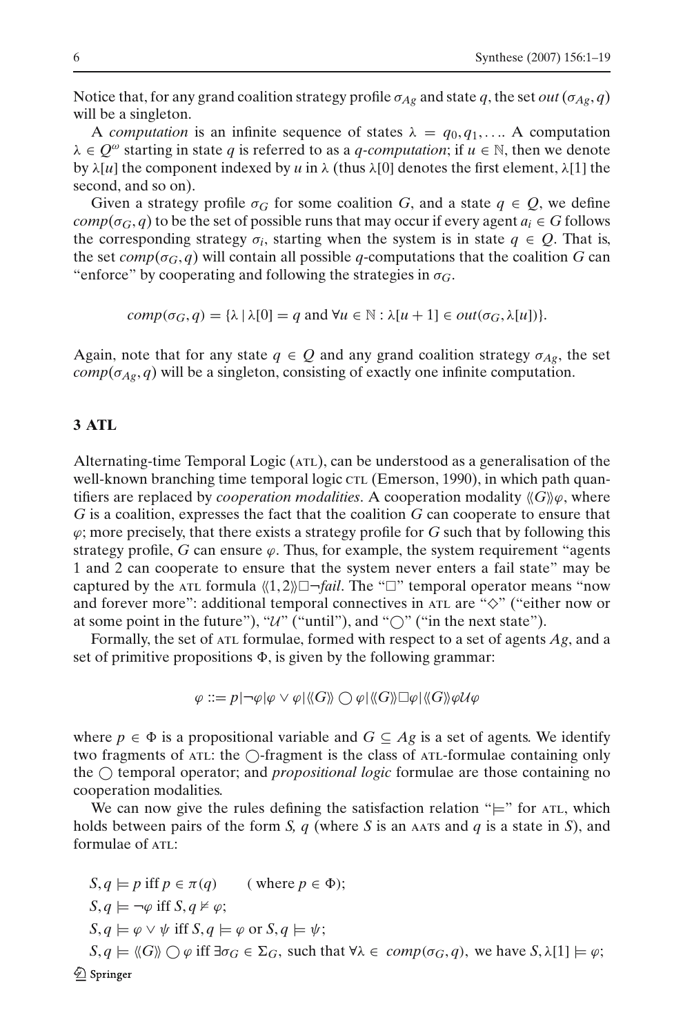Notice that, for any grand coalition strategy profile $\sigma_{Ag}$ and state $q$, the set $out(\sigma_{Ag}, q)$ will be a singleton.

A *computation* is an infinite sequence of states $\lambda = q_0, q_1, \ldots$. A computation $\lambda \in Q^\omega$ starting in state $q$ is referred to as a *q-computation*; if $u \in \mathbb{N}$, then we denote by $\lambda[u]$ the component indexed by $u$ in $\lambda$ (thus $\lambda[0]$ denotes the first element, $\lambda[1]$ the second, and so on).

Given a strategy profile $\sigma_G$ for some coalition $G$, and a state $q \in Q$, we define $comp(\sigma_G, q)$ to be the set of possible runs that may occur if every agent $a_i \in G$ follows the corresponding strategy $\sigma_i$, starting when the system is in state $q \in Q$. That is, the set $comp(\sigma_G, q)$ will contain all possible $q$-computations that the coalition $G$ can "enforce" by cooperating and following the strategies in $\sigma_G$.

$$comp(\sigma_G, q) = \{\lambda \mid \lambda[0] = q \text{ and } \forall u \in \mathbb{N} : \lambda[u+1] \in out(\sigma_G, \lambda[u])\}.$$

Again, note that for any state $q \in Q$ and any grand coalition strategy $\sigma_{Ag}$, the set $comp(\sigma_{Ag}, q)$ will be a singleton, consisting of exactly one infinite computation.

## 3 ATL

Alternating-time Temporal Logic (ATL), can be understood as a generalisation of the well-known branching time temporal logic CTL (Emerson, 1990), in which path quantifiers are replaced by *cooperation modalities*. A cooperation modality $\langle\langle G\rangle\rangle\varphi$, where $G$ is a coalition, expresses the fact that the coalition $G$ can cooperate to ensure that $\varphi$; more precisely, that there exists a strategy profile for $G$ such that by following this strategy profile, $G$ can ensure $\varphi$. Thus, for example, the system requirement "agents 1 and 2 can cooperate to ensure that the system never enters a fail state" may be captured by the ATL formula $\langle\langle 1,2\rangle\rangle\Box\neg fail$. The "$\Box$" temporal operator means "now and forever more": additional temporal connectives in ATL are "$\Diamond$" ("either now or at some point in the future"), "$\mathcal{U}$" ("until"), and "$\bigcirc$" ("in the next state").

Formally, the set of ATL formulae, formed with respect to a set of agents $Ag$, and a set of primitive propositions $\Phi$, is given by the following grammar:

$$\varphi ::= p \mid \neg\varphi \mid \varphi \vee \varphi \mid \langle\langle G\rangle\rangle \bigcirc \varphi \mid \langle\langle G\rangle\rangle\Box\varphi \mid \langle\langle G\rangle\rangle\varphi\mathcal{U}\varphi$$

where $p \in \Phi$ is a propositional variable and $G \subseteq Ag$ is a set of agents. We identify two fragments of ATL: the $\bigcirc$-fragment is the class of ATL-formulae containing only the $\bigcirc$ temporal operator; and *propositional logic* formulae are those containing no cooperation modalities.

We can now give the rules defining the satisfaction relation "$\models$" for ATL, which holds between pairs of the form $S, q$ (where $S$ is an AATS and $q$ is a state in $S$), and formulae of ATL:

$S, q \models p$ iff $p \in \pi(q)$ (where $p \in \Phi$);

$S, q \models \neg\varphi$ iff $S, q \not\models \varphi$;

$S, q \models \varphi \vee \psi$ iff $S, q \models \varphi$ or $S, q \models \psi$;

$S, q \models \langle\langle G\rangle\rangle \bigcirc \varphi$ iff $\exists\sigma_G \in \Sigma_G$, such that $\forall\lambda \in comp(\sigma_G, q)$, we have $S, \lambda[1] \models \varphi$;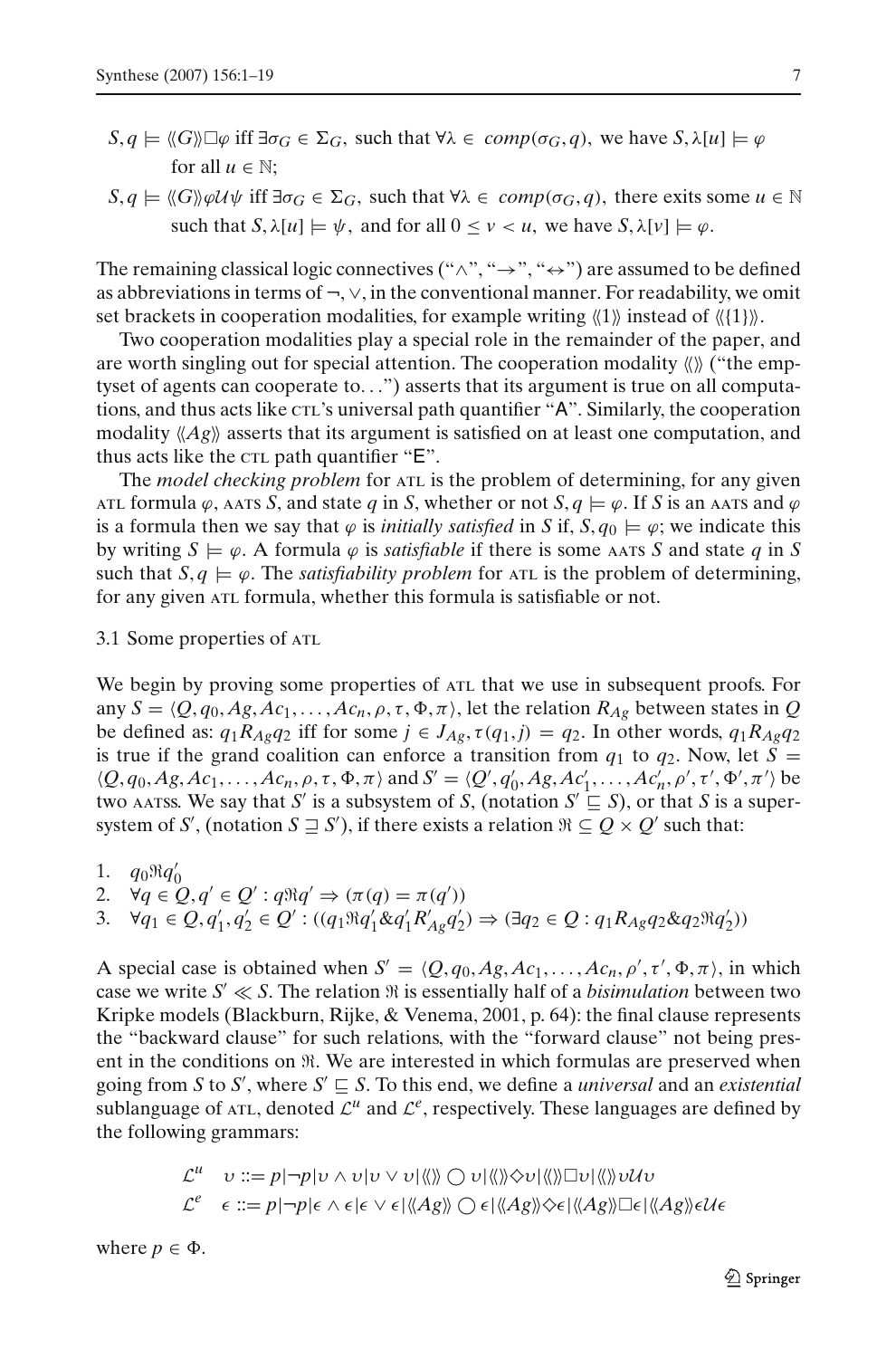- $S, q \models \langle\langle G\rangle\rangle\Box\varphi$ iff $\exists\sigma_G \in \Sigma_G$, such that $\forall\lambda \in comp(\sigma_G, q)$, we have $S, \lambda[u] \models \varphi$ for all $u \in \mathbb{N}$;
- $S, q \models \langle\langle G\rangle\rangle\varphi\mathcal{U}\psi$ iff $\exists\sigma_G \in \Sigma_G$, such that $\forall\lambda \in comp(\sigma_G, q)$, there exits some $u \in \mathbb{N}$ such that $S, \lambda[u] \models \psi$, and for all $0 \leq v < u$, we have $S, \lambda[v] \models \varphi$.

The remaining classical logic connectives ("$\wedge$", "$\rightarrow$", "$\leftrightarrow$") are assumed to be defined as abbreviations in terms of $\neg, \vee$, in the conventional manner. For readability, we omit set brackets in cooperation modalities, for example writing $\langle\langle 1\rangle\rangle$ instead of $\langle\langle\{1\}\rangle\rangle$.

Two cooperation modalities play a special role in the remainder of the paper, and are worth singling out for special attention. The cooperation modality $\langle\langle\rangle\rangle$ ("the emptyset of agents can cooperate to...") asserts that its argument is true on all computations, and thus acts like CTL's universal path quantifier "A". Similarly, the cooperation modality $\langle\langle Ag\rangle\rangle$ asserts that its argument is satisfied on at least one computation, and thus acts like the CTL path quantifier "E".

The *model checking problem* for ATL is the problem of determining, for any given ATL formula $\varphi$, AATS $S$, and state $q$ in $S$, whether or not $S, q \models \varphi$. If $S$ is an AATS and $\varphi$ is a formula then we say that $\varphi$ is *initially satisfied* in $S$ if, $S, q_0 \models \varphi$; we indicate this by writing $S \models \varphi$. A formula $\varphi$ is *satisfiable* if there is some AATS $S$ and state $q$ in $S$ such that $S, q \models \varphi$. The *satisfiability problem* for ATL is the problem of determining, for any given ATL formula, whether this formula is satisfiable or not.

### 3.1 Some properties of ATL

We begin by proving some properties of ATL that we use in subsequent proofs. For any $S = \langle Q, q_0, Ag, Ac_1, \ldots, Ac_n, \rho, \tau, \Phi, \pi\rangle$, let the relation $R_{Ag}$ between states in $Q$ be defined as: $q_1 R_{Ag} q_2$ iff for some $j \in J_{Ag}, \tau(q_1, j) = q_2$. In other words, $q_1 R_{Ag} q_2$ is true if the grand coalition can enforce a transition from $q_1$ to $q_2$. Now, let $S = \langle Q, q_0, Ag, Ac_1, \ldots, Ac_n, \rho, \tau, \Phi, \pi\rangle$ and $S' = \langle Q', q'_0, Ag, Ac'_1, \ldots, Ac'_n, \rho', \tau', \Phi', \pi'\rangle$ be two AATSs. We say that $S'$ is a subsystem of $S$, (notation $S' \sqsubseteq S$), or that $S$ is a supersystem of $S'$, (notation $S \sqsupseteq S'$), if there exists a relation $\Re \subseteq Q \times Q'$ such that:

1. $q_0 \Re q'_0$
2. $\forall q \in Q, q' \in Q' : q\Re q' \Rightarrow (\pi(q) = \pi(q'))$
3. $\forall q_1 \in Q, q'_1, q'_2 \in Q' : ((q_1 \Re q'_1 \& q'_1 R'_{Ag} q'_2) \Rightarrow (\exists q_2 \in Q : q_1 R_{Ag} q_2 \& q_2 \Re q'_2))$

A special case is obtained when $S' = \langle Q, q_0, Ag, Ac_1, \ldots, Ac_n, \rho', \tau', \Phi, \pi\rangle$, in which case we write $S' \ll S$. The relation $\Re$ is essentially half of a *bisimulation* between two Kripke models (Blackburn, Rijke, & Venema, 2001, p. 64): the final clause represents the "backward clause" for such relations, with the "forward clause" not being present in the conditions on $\Re$. We are interested in which formulas are preserved when going from $S$ to $S'$, where $S' \sqsubseteq S$. To this end, we define a *universal* and an *existential* sublanguage of ATL, denoted $\mathcal{L}^u$ and $\mathcal{L}^e$, respectively. These languages are defined by the following grammars:

$$\mathcal{L}^u \quad \upsilon ::= p|\neg p|\upsilon \wedge \upsilon|\upsilon \vee \upsilon|\langle\langle\rangle\rangle \bigcirc \upsilon|\langle\langle\rangle\rangle\Diamond\upsilon|\langle\langle\rangle\rangle\Box\upsilon|\langle\langle\rangle\rangle\upsilon\mathcal{U}\upsilon$$

$$\mathcal{L}^e \quad \epsilon ::= p|\neg p|\epsilon \wedge \epsilon|\epsilon \vee \epsilon|\langle\langle Ag\rangle\rangle \bigcirc \epsilon|\langle\langle Ag\rangle\rangle\Diamond\epsilon|\langle\langle Ag\rangle\rangle\Box\epsilon|\langle\langle Ag\rangle\rangle\epsilon\mathcal{U}\epsilon$$

where $p \in \Phi$.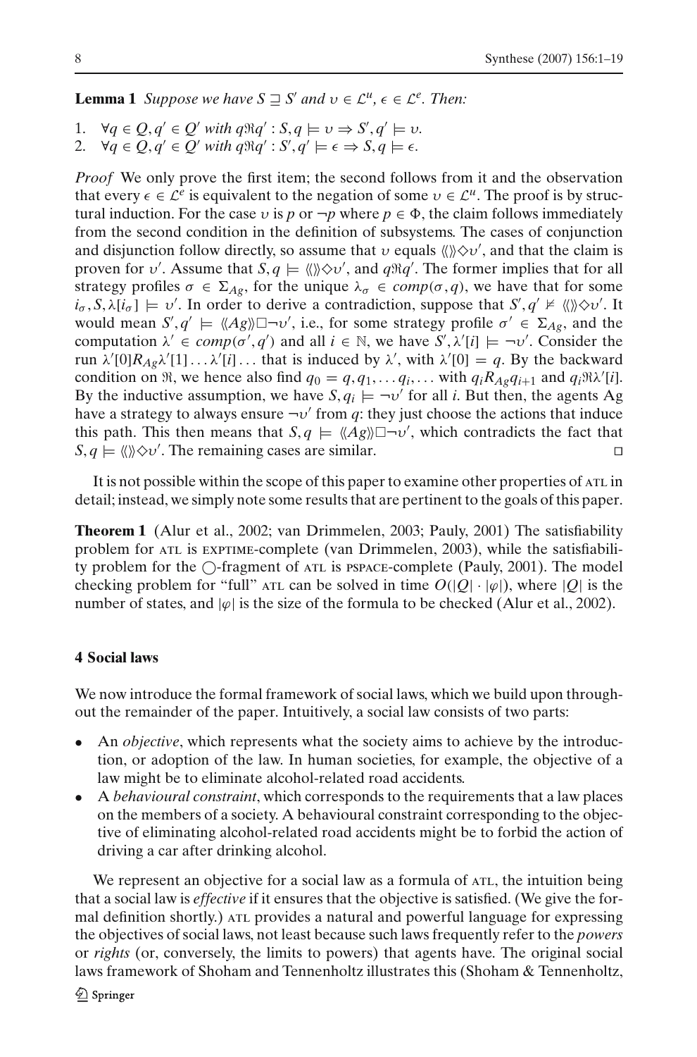**Lemma 1** *Suppose we have $S \sqsupseteq S'$ and $\upsilon \in \mathcal{L}^u$, $\epsilon \in \mathcal{L}^e$. Then:*

1. $\forall q \in Q, q' \in Q'$ *with* $q\Re q' : S, q \models \upsilon \Rightarrow S', q' \models \upsilon$.
2. $\forall q \in Q, q' \in Q'$ *with* $q\Re q' : S', q' \models \epsilon \Rightarrow S, q \models \epsilon$.

*Proof* We only prove the first item; the second follows from it and the observation that every $\epsilon \in \mathcal{L}^e$ is equivalent to the negation of some $\upsilon \in \mathcal{L}^u$. The proof is by structural induction. For the case $\upsilon$ is $p$ or $\neg p$ where $p \in \Phi$, the claim follows immediately from the second condition in the definition of subsystems. The cases of conjunction and disjunction follow directly, so assume that $\upsilon$ equals $\langle\!\langle\rangle\!\rangle\Diamond\upsilon'$, and that the claim is proven for $\upsilon'$. Assume that $S, q \models \langle\!\langle\rangle\!\rangle\Diamond\upsilon'$, and $q\Re q'$. The former implies that for all strategy profiles $\sigma \in \Sigma_{Ag}$, for the unique $\lambda_\sigma \in comp(\sigma, q)$, we have that for some $i_\sigma, S, \lambda[i_\sigma] \models \upsilon'$. In order to derive a contradiction, suppose that $S', q' \not\models \langle\!\langle\rangle\!\rangle\Diamond\upsilon'$. It would mean $S', q' \models \langle\!\langle Ag\rangle\!\rangle\Box\neg\upsilon'$, i.e., for some strategy profile $\sigma' \in \Sigma_{Ag}$, and the computation $\lambda' \in comp(\sigma', q')$ and all $i \in \mathbb{N}$, we have $S', \lambda'[i] \models \neg\upsilon'$. Consider the run $\lambda'[0]R_{Ag}\lambda'[1]\ldots\lambda'[i]\ldots$ that is induced by $\lambda'$, with $\lambda'[0] = q$. By the backward condition on $\Re$, we hence also find $q_0 = q, q_1, \ldots q_i, \ldots$ with $q_iR_{Ag}q_{i+1}$ and $q_i\Re\lambda'[i]$. By the inductive assumption, we have $S, q_i \models \neg\upsilon'$ for all $i$. But then, the agents Ag have a strategy to always ensure $\neg\upsilon'$ from $q$: they just choose the actions that induce this path. This then means that $S, q \models \langle\!\langle Ag\rangle\!\rangle\Box\neg\upsilon'$, which contradicts the fact that $S, q \models \langle\!\langle\rangle\!\rangle\Diamond\upsilon'$. The remaining cases are similar. □

It is not possible within the scope of this paper to examine other properties of ATL in detail; instead, we simply note some results that are pertinent to the goals of this paper.

**Theorem 1** (Alur et al., 2002; van Drimmelen, 2003; Pauly, 2001) The satisfiability problem for ATL is EXPTIME-complete (van Drimmelen, 2003), while the satisfiability problem for the $\bigcirc$-fragment of ATL is PSPACE-complete (Pauly, 2001). The model checking problem for "full" ATL can be solved in time $O(|Q| \cdot |\varphi|)$, where $|Q|$ is the number of states, and $|\varphi|$ is the size of the formula to be checked (Alur et al., 2002).

## 4 Social laws

We now introduce the formal framework of social laws, which we build upon throughout the remainder of the paper. Intuitively, a social law consists of two parts:

- An *objective*, which represents what the society aims to achieve by the introduction, or adoption of the law. In human societies, for example, the objective of a law might be to eliminate alcohol-related road accidents.
- A *behavioural constraint*, which corresponds to the requirements that a law places on the members of a society. A behavioural constraint corresponding to the objective of eliminating alcohol-related road accidents might be to forbid the action of driving a car after drinking alcohol.

We represent an objective for a social law as a formula of ATL, the intuition being that a social law is *effective* if it ensures that the objective is satisfied. (We give the formal definition shortly.) ATL provides a natural and powerful language for expressing the objectives of social laws, not least because such laws frequently refer to the *powers* or *rights* (or, conversely, the limits to powers) that agents have. The original social laws framework of Shoham and Tennenholtz illustrates this (Shoham & Tennenholtz,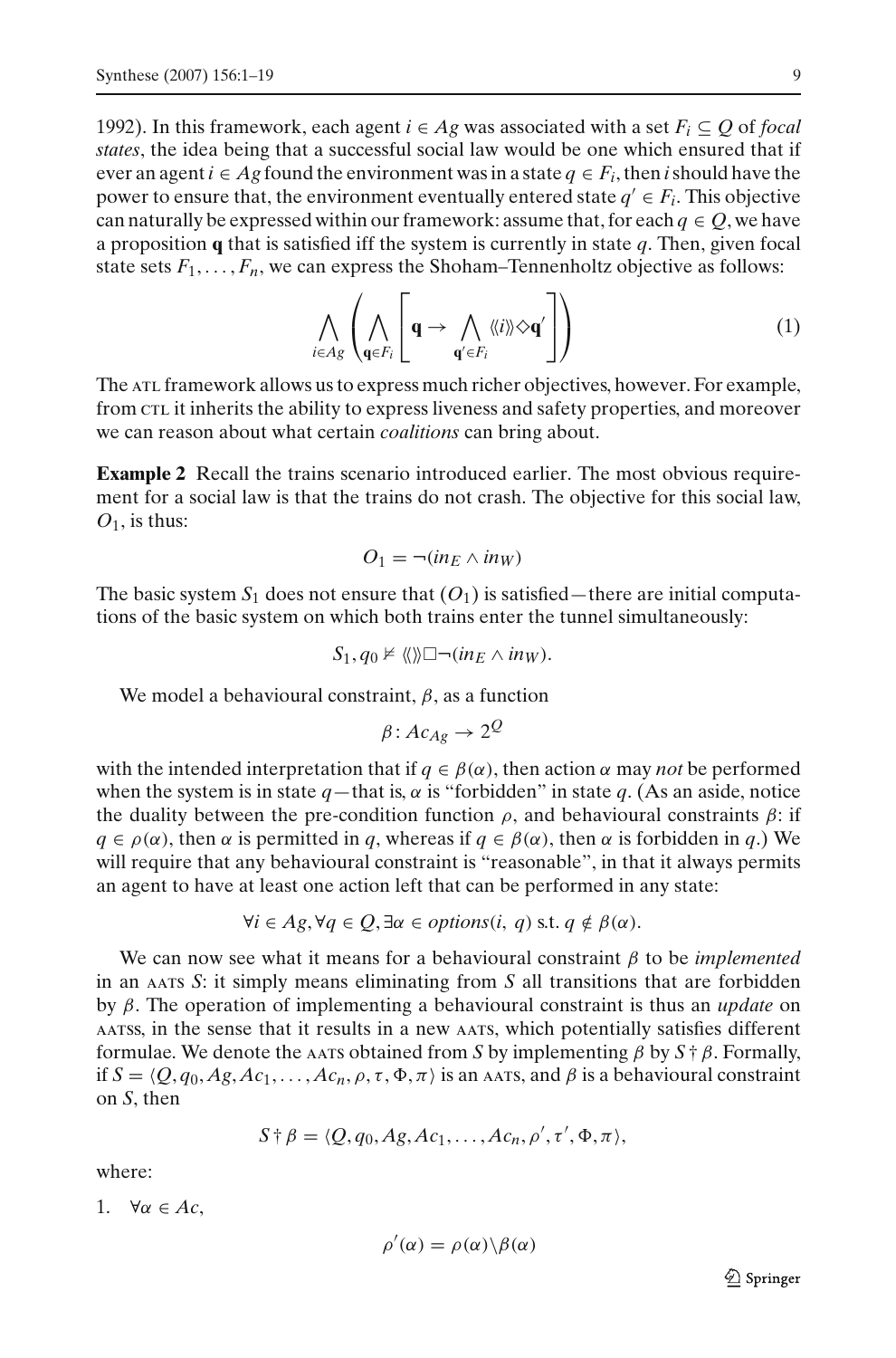1992). In this framework, each agent $i \in Ag$ was associated with a set $F_i \subseteq Q$ of *focal states*, the idea being that a successful social law would be one which ensured that if ever an agent $i \in Ag$ found the environment was in a state $q \in F_i$, then $i$ should have the power to ensure that, the environment eventually entered state $q' \in F_i$. This objective can naturally be expressed within our framework: assume that, for each $q \in Q$, we have a proposition $\mathbf{q}$ that is satisfied iff the system is currently in state $q$. Then, given focal state sets $F_1, \ldots, F_n$, we can express the Shoham–Tennenholtz objective as follows:

$$\bigwedge_{i \in Ag} \left( \bigwedge_{\mathbf{q} \in F_i} \left[ \mathbf{q} \rightarrow \bigwedge_{\mathbf{q}' \in F_i} \langle\langle i \rangle\rangle \Diamond \mathbf{q}' \right] \right) \tag{1}$$

The ATL framework allows us to express much richer objectives, however. For example, from CTL it inherits the ability to express liveness and safety properties, and moreover we can reason about what certain *coalitions* can bring about.

**Example 2** Recall the trains scenario introduced earlier. The most obvious requirement for a social law is that the trains do not crash. The objective for this social law, $O_1$, is thus:

$$O_1 = \neg(in_E \wedge in_W)$$

The basic system $S_1$ does not ensure that $(O_1)$ is satisfied—there are initial computations of the basic system on which both trains enter the tunnel simultaneously:

$$S_1, q_0 \not\models \langle\langle\rangle\rangle \Box \neg(in_E \wedge in_W).$$

We model a behavioural constraint, $\beta$, as a function

$$\beta : Ac_{Ag} \rightarrow 2^Q$$

with the intended interpretation that if $q \in \beta(\alpha)$, then action $\alpha$ may *not* be performed when the system is in state $q$—that is, $\alpha$ is "forbidden" in state $q$. (As an aside, notice the duality between the pre-condition function $\rho$, and behavioural constraints $\beta$: if $q \in \rho(\alpha)$, then $\alpha$ is permitted in $q$, whereas if $q \in \beta(\alpha)$, then $\alpha$ is forbidden in $q$.) We will require that any behavioural constraint is "reasonable", in that it always permits an agent to have at least one action left that can be performed in any state:

$$\forall i \in Ag, \forall q \in Q, \exists \alpha \in options(i, q) \text{ s.t. } q \notin \beta(\alpha).$$

We can now see what it means for a behavioural constraint $\beta$ to be *implemented* in an AATS $S$: it simply means eliminating from $S$ all transitions that are forbidden by $\beta$. The operation of implementing a behavioural constraint is thus an *update* on AATSs, in the sense that it results in a new AATS, which potentially satisfies different formulae. We denote the AATS obtained from $S$ by implementing $\beta$ by $S \dagger \beta$. Formally, if $S = \langle Q, q_0, Ag, Ac_1, \ldots, Ac_n, \rho, \tau, \Phi, \pi \rangle$ is an AATS, and $\beta$ is a behavioural constraint on $S$, then

$$S \dagger \beta = \langle Q, q_0, Ag, Ac_1, \ldots, Ac_n, \rho', \tau', \Phi, \pi \rangle,$$

where:

1. $\forall \alpha \in Ac$,

$$\rho'(\alpha) = \rho(\alpha) \backslash \beta(\alpha)$$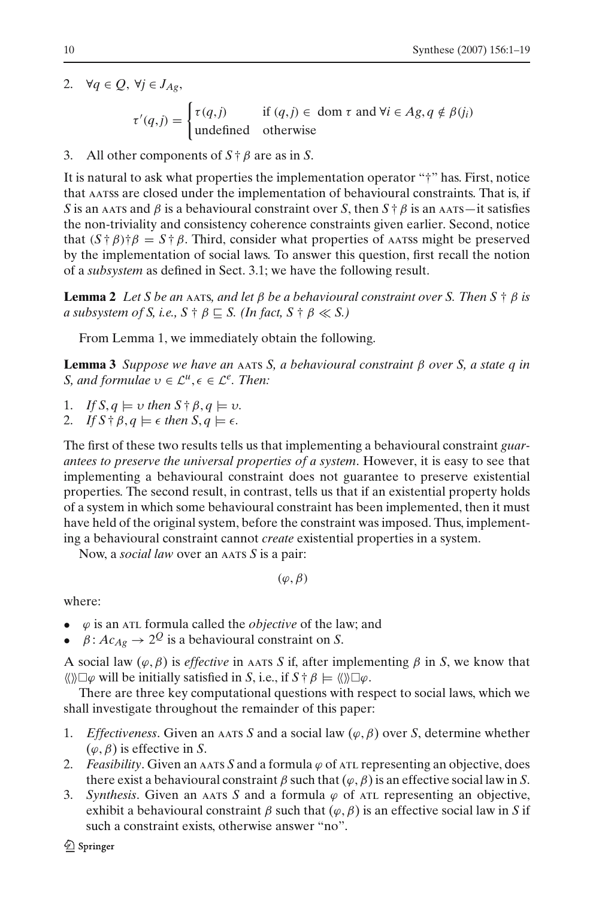2. $\forall q \in Q, \forall j \in J_{Ag}$,

$$\tau'(q,j) = \begin{cases} \tau(q,j) & \text{if } (q,j) \in \text{ dom } \tau \text{ and } \forall i \in Ag, q \notin \beta(j_i) \\ \text{undefined} & \text{otherwise} \end{cases}$$

3. All other components of $S \dagger \beta$ are as in $S$.

It is natural to ask what properties the implementation operator "†" has. First, notice that AATSs are closed under the implementation of behavioural constraints. That is, if $S$ is an AATS and $\beta$ is a behavioural constraint over $S$, then $S \dagger \beta$ is an AATS—it satisfies the non-triviality and consistency coherence constraints given earlier. Second, notice that $(S \dagger \beta) \dagger \beta = S \dagger \beta$. Third, consider what properties of AATSs might be preserved by the implementation of social laws. To answer this question, first recall the notion of a *subsystem* as defined in Sect. 3.1; we have the following result.

**Lemma 2** *Let $S$ be an* AATS*, and let $\beta$ be a behavioural constraint over S. Then $S \dagger \beta$ is a subsystem of S, i.e., $S \dagger \beta \sqsubseteq S$. (In fact, $S \dagger \beta \ll S$.)*

From Lemma 1, we immediately obtain the following.

**Lemma 3** *Suppose we have an* AATS *S, a behavioural constraint $\beta$ over S, a state q in S, and formulae $\upsilon \in \mathcal{L}^u, \epsilon \in \mathcal{L}^e$. Then:*

1. *If $S, q \models \upsilon$ then $S \dagger \beta, q \models \upsilon$.*
2. *If $S \dagger \beta, q \models \epsilon$ then $S, q \models \epsilon$.*

The first of these two results tells us that implementing a behavioural constraint *guarantees to preserve the universal properties of a system*. However, it is easy to see that implementing a behavioural constraint does not guarantee to preserve existential properties. The second result, in contrast, tells us that if an existential property holds of a system in which some behavioural constraint has been implemented, then it must have held of the original system, before the constraint was imposed. Thus, implementing a behavioural constraint cannot *create* existential properties in a system.

Now, a *social law* over an AATS $S$ is a pair:

$$(\varphi, \beta)$$

where:

- $\varphi$ is an ATL formula called the *objective* of the law; and
- $\beta : Ac_{Ag} \to 2^Q$ is a behavioural constraint on $S$.

A social law $(\varphi, \beta)$ is *effective* in AATS $S$ if, after implementing $\beta$ in $S$, we know that $\langle\langle\rangle\rangle\Box\varphi$ will be initially satisfied in $S$, i.e., if $S \dagger \beta \models \langle\langle\rangle\rangle\Box\varphi$.

There are three key computational questions with respect to social laws, which we shall investigate throughout the remainder of this paper:

1. *Effectiveness*. Given an AATS $S$ and a social law $(\varphi, \beta)$ over $S$, determine whether $(\varphi, \beta)$ is effective in $S$.
2. *Feasibility*. Given an AATS $S$ and a formula $\varphi$ of ATL representing an objective, does there exist a behavioural constraint $\beta$ such that $(\varphi, \beta)$ is an effective social law in $S$.
3. *Synthesis*. Given an AATS $S$ and a formula $\varphi$ of ATL representing an objective, exhibit a behavioural constraint $\beta$ such that $(\varphi, \beta)$ is an effective social law in $S$ if such a constraint exists, otherwise answer "no".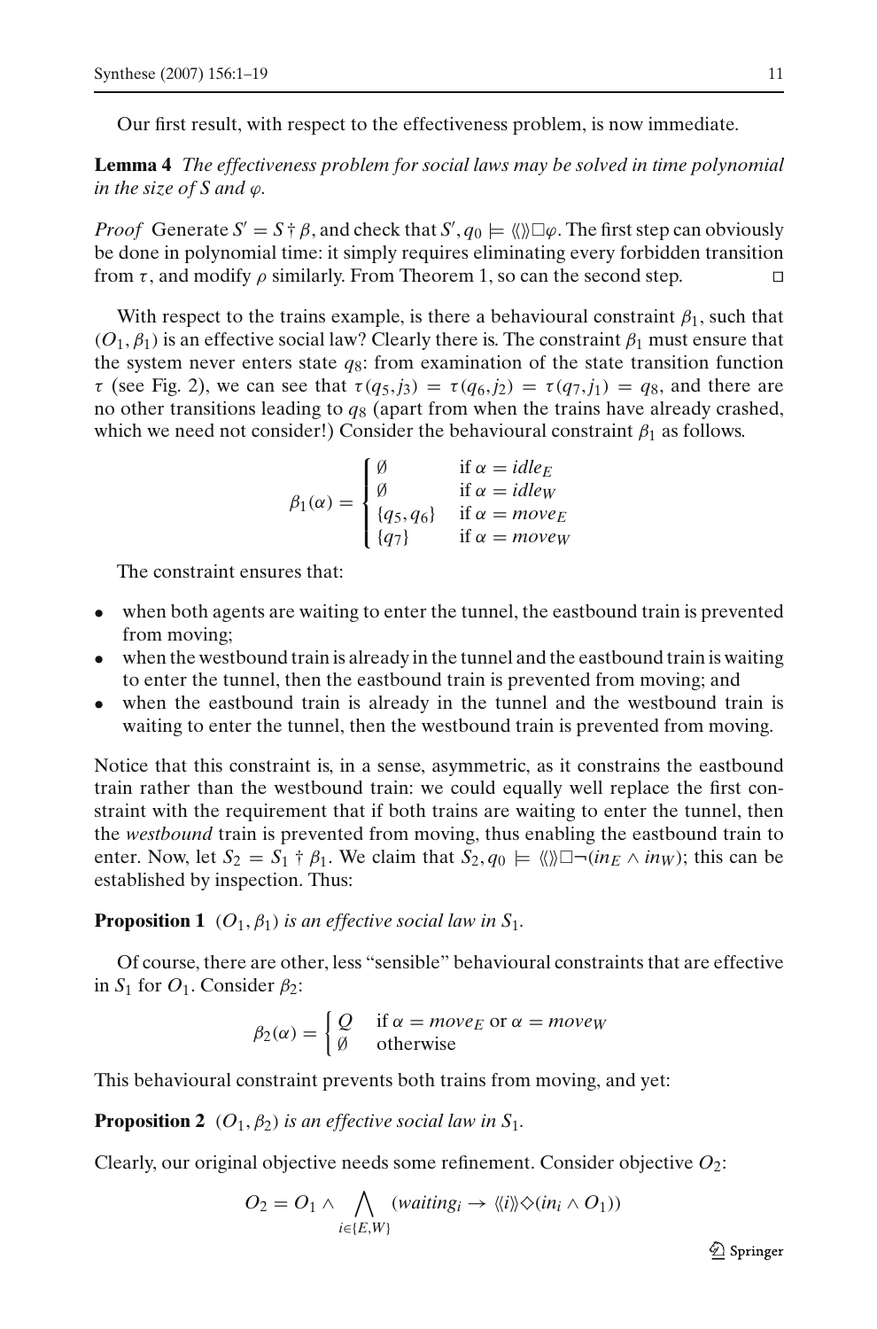Our first result, with respect to the effectiveness problem, is now immediate.

**Lemma 4** *The effectiveness problem for social laws may be solved in time polynomial in the size of $S$ and $\varphi$.*

*Proof* Generate $S' = S \dagger \beta$, and check that $S', q_0 \models \langle\langle\rangle\rangle \Box \varphi$. The first step can obviously be done in polynomial time: it simply requires eliminating every forbidden transition from $\tau$, and modify $\rho$ similarly. From Theorem 1, so can the second step. □

With respect to the trains example, is there a behavioural constraint $\beta_1$, such that $(O_1, \beta_1)$ is an effective social law? Clearly there is. The constraint $\beta_1$ must ensure that the system never enters state $q_8$: from examination of the state transition function $\tau$ (see Fig. 2), we can see that $\tau(q_5, j_3) = \tau(q_6, j_2) = \tau(q_7, j_1) = q_8$, and there are no other transitions leading to $q_8$ (apart from when the trains have already crashed, which we need not consider!) Consider the behavioural constraint $\beta_1$ as follows.

$$\beta_1(\alpha) = \begin{cases} \emptyset & \text{if } \alpha = idle_E \\ \emptyset & \text{if } \alpha = idle_W \\ \{q_5, q_6\} & \text{if } \alpha = move_E \\ \{q_7\} & \text{if } \alpha = move_W \end{cases}$$

The constraint ensures that:

- when both agents are waiting to enter the tunnel, the eastbound train is prevented from moving;
- when the westbound train is already in the tunnel and the eastbound train is waiting to enter the tunnel, then the eastbound train is prevented from moving; and
- when the eastbound train is already in the tunnel and the westbound train is waiting to enter the tunnel, then the westbound train is prevented from moving.

Notice that this constraint is, in a sense, asymmetric, as it constrains the eastbound train rather than the westbound train: we could equally well replace the first constraint with the requirement that if both trains are waiting to enter the tunnel, then the *westbound* train is prevented from moving, thus enabling the eastbound train to enter. Now, let $S_2 = S_1 \dagger \beta_1$. We claim that $S_2, q_0 \models \langle\langle\rangle\rangle \Box \neg(in_E \wedge in_W)$; this can be established by inspection. Thus:

**Proposition 1** *$(O_1, \beta_1)$ is an effective social law in $S_1$.*

Of course, there are other, less "sensible" behavioural constraints that are effective in $S_1$ for $O_1$. Consider $\beta_2$:

$$\beta_2(\alpha) = \begin{cases} Q & \text{if } \alpha = move_E \text{ or } \alpha = move_W \\ \emptyset & \text{otherwise} \end{cases}$$

This behavioural constraint prevents both trains from moving, and yet:

**Proposition 2** *$(O_1, \beta_2)$ is an effective social law in $S_1$.*

Clearly, our original objective needs some refinement. Consider objective $O_2$:

$$O_2 = O_1 \wedge \bigwedge_{i \in \{E,W\}} (waiting_i \rightarrow \langle\langle i \rangle\rangle \Diamond (in_i \wedge O_1))$$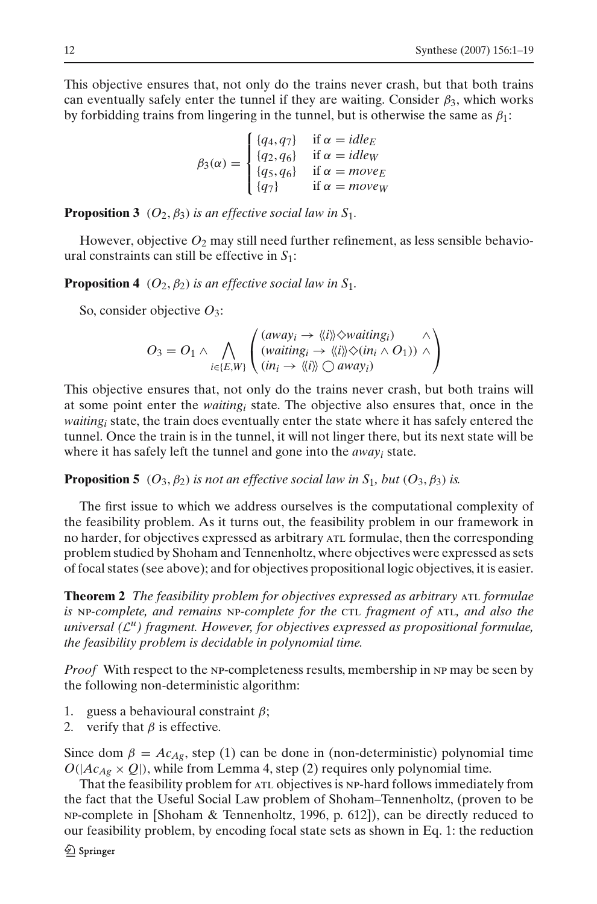This objective ensures that, not only do the trains never crash, but that both trains can eventually safely enter the tunnel if they are waiting. Consider $\beta_3$, which works by forbidding trains from lingering in the tunnel, but is otherwise the same as $\beta_1$:

$$\beta_3(\alpha) = \begin{cases} \{q_4, q_7\} & \text{if } \alpha = idle_E \\ \{q_2, q_6\} & \text{if } \alpha = idle_W \\ \{q_5, q_6\} & \text{if } \alpha = move_E \\ \{q_7\} & \text{if } \alpha = move_W \end{cases}$$

**Proposition 3** *$(O_2, \beta_3)$ is an effective social law in $S_1$.*

However, objective $O_2$ may still need further refinement, as less sensible behavioural constraints can still be effective in $S_1$:

**Proposition 4** *$(O_2, \beta_2)$ is an effective social law in $S_1$.*

So, consider objective $O_3$:

$$O_3 = O_1 \wedge \bigwedge_{i \in \{E,W\}} \begin{pmatrix} (away_i \rightarrow \langle\langle i \rangle\rangle \diamond waiting_i) & \wedge \\ (waiting_i \rightarrow \langle\langle i \rangle\rangle \diamond (in_i \wedge O_1)) & \wedge \\ (in_i \rightarrow \langle\langle i \rangle\rangle \bigcirc away_i) & \end{pmatrix}$$

This objective ensures that, not only do the trains never crash, but both trains will at some point enter the *waiting$_i$* state. The objective also ensures that, once in the *waiting$_i$* state, the train does eventually enter the state where it has safely entered the tunnel. Once the train is in the tunnel, it will not linger there, but its next state will be where it has safely left the tunnel and gone into the *away$_i$* state.

**Proposition 5** *$(O_3, \beta_2)$ is not an effective social law in $S_1$, but $(O_3, \beta_3)$ is.*

The first issue to which we address ourselves is the computational complexity of the feasibility problem. As it turns out, the feasibility problem in our framework in no harder, for objectives expressed as arbitrary ATL formulae, then the corresponding problem studied by Shoham and Tennenholtz, where objectives were expressed as sets of focal states (see above); and for objectives propositional logic objectives, it is easier.

**Theorem 2** *The feasibility problem for objectives expressed as arbitrary ATL formulae is NP-complete, and remains NP-complete for the CTL fragment of ATL, and also the universal ($\mathcal{L}^u$) fragment. However, for objectives expressed as propositional formulae, the feasibility problem is decidable in polynomial time.*

*Proof* With respect to the NP-completeness results, membership in NP may be seen by the following non-deterministic algorithm:

1. guess a behavioural constraint $\beta$;
2. verify that $\beta$ is effective.

Since dom $\beta = Ac_{Ag}$, step (1) can be done in (non-deterministic) polynomial time $O(|Ac_{Ag} \times Q|)$, while from Lemma 4, step (2) requires only polynomial time.

That the feasibility problem for ATL objectives is NP-hard follows immediately from the fact that the Useful Social Law problem of Shoham–Tennenholtz, (proven to be NP-complete in [Shoham & Tennenholtz, 1996, p. 612]), can be directly reduced to our feasibility problem, by encoding focal state sets as shown in Eq. 1: the reduction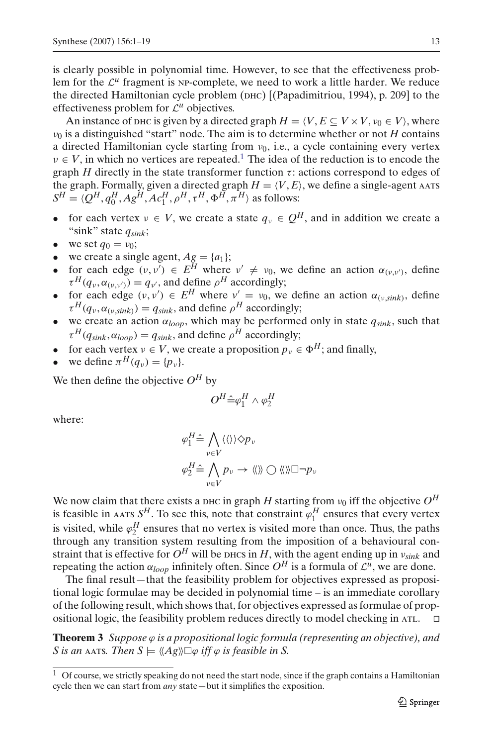is clearly possible in polynomial time. However, to see that the effectiveness problem for the $\mathcal{L}^u$ fragment is NP-complete, we need to work a little harder. We reduce the directed Hamiltonian cycle problem (DHC) [(Papadimitriou, 1994), p. 209] to the effectiveness problem for $\mathcal{L}^u$ objectives.

An instance of DHC is given by a directed graph $H = \langle V, E \subseteq V \times V, v_0 \in V \rangle$, where $v_0$ is a distinguished "start" node. The aim is to determine whether or not $H$ contains a directed Hamiltonian cycle starting from $v_0$, i.e., a cycle containing every vertex $v \in V$, in which no vertices are repeated.[1] The idea of the reduction is to encode the graph $H$ directly in the state transformer function $\tau$: actions correspond to edges of the graph. Formally, given a directed graph $H = \langle V, E \rangle$, we define a single-agent AATS $S^H = \langle Q^H, q_0^H, Ag^H, Ac_1^H, \rho^H, \tau^H, \Phi^H, \pi^H \rangle$ as follows:

- for each vertex $v \in V$, we create a state $q_v \in Q^H$, and in addition we create a "sink" state $q_{sink}$;
- we set $q_0 = v_0$;
- we create a single agent, $Ag = \{a_1\}$;
- for each edge $(v, v') \in E^H$ where $v' \neq v_0$, we define an action $\alpha_{(v,v')}$, define $\tau^H(q_v, \alpha_{(v,v')}) = q_{v'}$, and define $\rho^H$ accordingly;
- for each edge $(v, v') \in E^H$ where $v' = v_0$, we define an action $\alpha_{(v,sink)}$, define $\tau^H(q_v, \alpha_{(v,sink)}) = q_{sink}$, and define $\rho^H$ accordingly;
- we create an action $\alpha_{loop}$, which may be performed only in state $q_{sink}$, such that $\tau^H(q_{sink}, \alpha_{loop}) = q_{sink}$, and define $\rho^H$ accordingly;
- for each vertex $v \in V$, we create a proposition $p_v \in \Phi^H$; and finally,
- we define $\pi^H(q_v) = \{p_v\}$.

We then define the objective $O^H$ by

$$O^H \hat{=} \varphi_1^H \wedge \varphi_2^H$$

where:

$$\varphi_1^H \hat{=} \bigwedge_{v \in V} \langle\langle\rangle\rangle \Diamond p_v$$

$$\varphi_2^H \hat{=} \bigwedge_{v \in V} p_v \rightarrow \langle\langle\rangle\rangle \bigcirc \langle\langle\rangle\rangle \Box \neg p_v$$

We now claim that there exists a DHC in graph $H$ starting from $v_0$ iff the objective $O^H$ is feasible in AATS $S^H$. To see this, note that constraint $\varphi_1^H$ ensures that every vertex is visited, while $\varphi_2^H$ ensures that no vertex is visited more than once. Thus, the paths through any transition system resulting from the imposition of a behavioural constraint that is effective for $O^H$ will be DHCs in $H$, with the agent ending up in $v_{sink}$ and repeating the action $\alpha_{loop}$ infinitely often. Since $O^H$ is a formula of $\mathcal{L}^u$, we are done.

The final result—that the feasibility problem for objectives expressed as propositional logic formulae may be decided in polynomial time – is an immediate corollary of the following result, which shows that, for objectives expressed as formulae of propositional logic, the feasibility problem reduces directly to model checking in ATL. □

**Theorem 3** *Suppose $\varphi$ is a propositional logic formula (representing an objective), and $S$ is an* AATS. *Then $S \models \langle\langle Ag \rangle\rangle \Box \varphi$ iff $\varphi$ is feasible in $S$.*

[1] Of course, we strictly speaking do not need the start node, since if the graph contains a Hamiltonian cycle then we can start from *any* state—but it simplifies the exposition.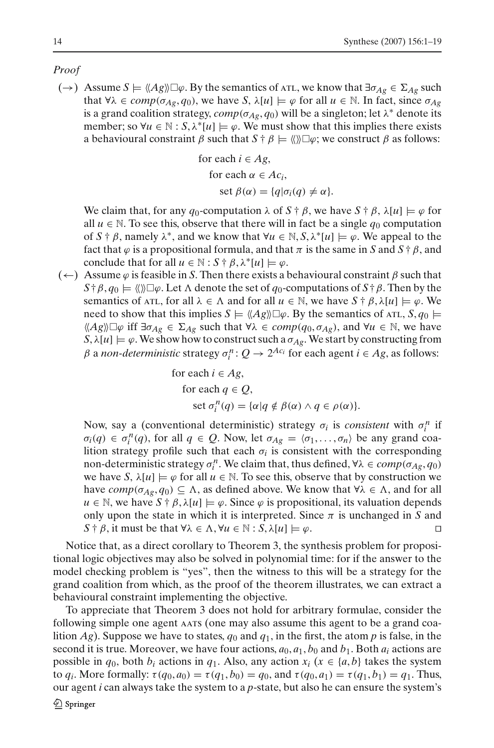*Proof*

($\rightarrow$) Assume $S \models \langle\langle Ag \rangle\rangle \Box \varphi$. By the semantics of ATL, we know that $\exists \sigma_{Ag} \in \Sigma_{Ag}$ such that $\forall \lambda \in comp(\sigma_{Ag}, q_0)$, we have $S, \lambda[u] \models \varphi$ for all $u \in \mathbb{N}$. In fact, since $\sigma_{Ag}$ is a grand coalition strategy, $comp(\sigma_{Ag}, q_0)$ will be a singleton; let $\lambda^*$ denote its member; so $\forall u \in \mathbb{N} : S, \lambda^*[u] \models \varphi$. We must show that this implies there exists a behavioural constraint $\beta$ such that $S \dagger \beta \models \langle\langle\rangle\rangle \Box \varphi$; we construct $\beta$ as follows:

$$
\begin{aligned}
&\text{for each } i \in Ag, \\
&\quad \text{for each } \alpha \in Ac_i, \\
&\qquad \text{set } \beta(\alpha) = \{q | \sigma_i(q) \neq \alpha\}.
\end{aligned}
$$

We claim that, for any $q_0$-computation $\lambda$ of $S \dagger \beta$, we have $S \dagger \beta, \lambda[u] \models \varphi$ for all $u \in \mathbb{N}$. To see this, observe that there will in fact be a single $q_0$ computation of $S \dagger \beta$, namely $\lambda^*$, and we know that $\forall u \in \mathbb{N}, S, \lambda^*[u] \models \varphi$. We appeal to the fact that $\varphi$ is a propositional formula, and that $\pi$ is the same in $S$ and $S \dagger \beta$, and conclude that for all $u \in \mathbb{N} : S \dagger \beta, \lambda^*[u] \models \varphi$.

($\leftarrow$) Assume $\varphi$ is feasible in $S$. Then there exists a behavioural constraint $\beta$ such that $S \dagger \beta, q_0 \models \langle\langle\rangle\rangle \Box \varphi$. Let $\Lambda$ denote the set of $q_0$-computations of $S \dagger \beta$. Then by the semantics of ATL, for all $\lambda \in \Lambda$ and for all $u \in \mathbb{N}$, we have $S \dagger \beta, \lambda[u] \models \varphi$. We need to show that this implies $S \models \langle\langle Ag \rangle\rangle \Box \varphi$. By the semantics of ATL, $S, q_0 \models \langle\langle Ag \rangle\rangle \Box \varphi$ iff $\exists \sigma_{Ag} \in \Sigma_{Ag}$ such that $\forall \lambda \in comp(q_0, \sigma_{Ag})$, and $\forall u \in \mathbb{N}$, we have $S, \lambda[u] \models \varphi$. We show how to construct such a $\sigma_{Ag}$. We start by constructing from $\beta$ a *non-deterministic* strategy $\sigma_i^n : Q \rightarrow 2^{Ac_i}$ for each agent $i \in Ag$, as follows:

$$
\begin{aligned}
&\text{for each } i \in Ag, \\
&\quad \text{for each } q \in Q, \\
&\qquad \text{set } \sigma_i^n(q) = \{\alpha | q \notin \beta(\alpha) \wedge q \in \rho(\alpha)\}.
\end{aligned}
$$

Now, say a (conventional deterministic) strategy $\sigma_i$ is *consistent* with $\sigma_i^n$ if $\sigma_i(q) \in \sigma_i^n(q)$, for all $q \in Q$. Now, let $\sigma_{Ag} = \langle \sigma_1, \ldots, \sigma_n \rangle$ be any grand coalition strategy profile such that each $\sigma_i$ is consistent with the corresponding non-deterministic strategy $\sigma_i^n$. We claim that, thus defined, $\forall \lambda \in comp(\sigma_{Ag}, q_0)$ we have $S, \lambda[u] \models \varphi$ for all $u \in \mathbb{N}$. To see this, observe that by construction we have $comp(\sigma_{Ag}, q_0) \subseteq \Lambda$, as defined above. We know that $\forall \lambda \in \Lambda$, and for all $u \in \mathbb{N}$, we have $S \dagger \beta, \lambda[u] \models \varphi$. Since $\varphi$ is propositional, its valuation depends only upon the state in which it is interpreted. Since $\pi$ is unchanged in $S$ and $S \dagger \beta$, it must be that $\forall \lambda \in \Lambda, \forall u \in \mathbb{N} : S, \lambda[u] \models \varphi$. $\square$

Notice that, as a direct corollary to Theorem 3, the synthesis problem for propositional logic objectives may also be solved in polynomial time: for if the answer to the model checking problem is "yes", then the witness to this will be a strategy for the grand coalition from which, as the proof of the theorem illustrates, we can extract a behavioural constraint implementing the objective.

To appreciate that Theorem 3 does not hold for arbitrary formulae, consider the following simple one agent AATS (one may also assume this agent to be a grand coalition $Ag$). Suppose we have to states, $q_0$ and $q_1$, in the first, the atom $p$ is false, in the second it is true. Moreover, we have four actions, $a_0, a_1, b_0$ and $b_1$. Both $a_i$ actions are possible in $q_0$, both $b_i$ actions in $q_1$. Also, any action $x_i$ ($x \in \{a, b\}$ takes the system to $q_i$. More formally: $\tau(q_0, a_0) = \tau(q_1, b_0) = q_0$, and $\tau(q_0, a_1) = \tau(q_1, b_1) = q_1$. Thus, our agent $i$ can always take the system to a $p$-state, but also he can ensure the system's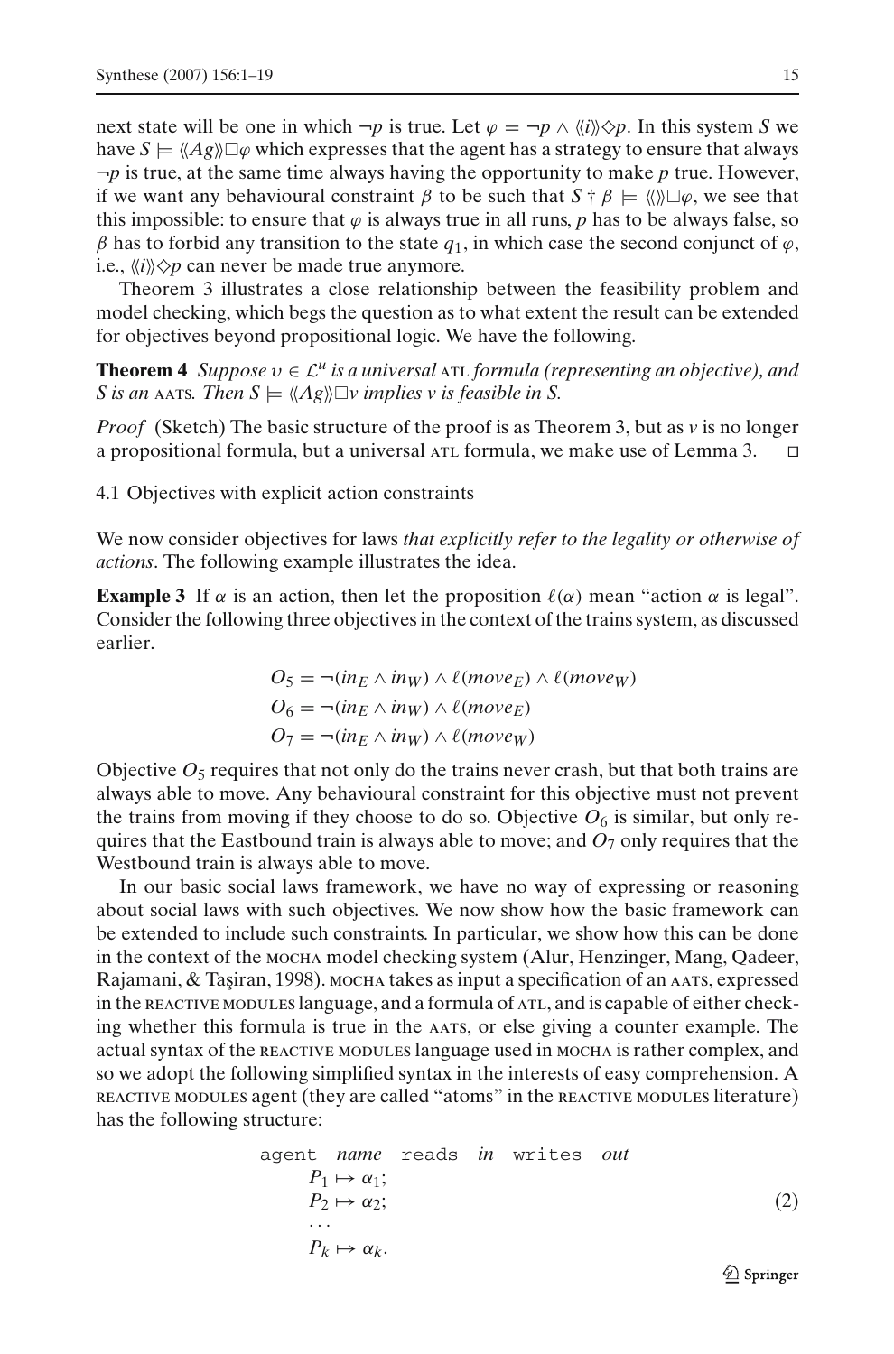next state will be one in which $\neg p$ is true. Let $\varphi = \neg p \wedge \langle\langle i \rangle\rangle \Diamond p$. In this system $S$ we have $S \models \langle\langle Ag \rangle\rangle \Box \varphi$ which expresses that the agent has a strategy to ensure that always $\neg p$ is true, at the same time always having the opportunity to make $p$ true. However, if we want any behavioural constraint $\beta$ to be such that $S \dagger \beta \models \langle\langle \rangle\rangle \Box \varphi$, we see that this impossible: to ensure that $\varphi$ is always true in all runs, $p$ has to be always false, so $\beta$ has to forbid any transition to the state $q_1$, in which case the second conjunct of $\varphi$, i.e., $\langle\langle i \rangle\rangle \Diamond p$ can never be made true anymore.

Theorem 3 illustrates a close relationship between the feasibility problem and model checking, which begs the question as to what extent the result can be extended for objectives beyond propositional logic. We have the following.

**Theorem 4** *Suppose $\upsilon \in \mathcal{L}^u$ is a universal* ATL *formula (representing an objective), and $S$ is an* AATS*. Then $S \models \langle\langle Ag \rangle\rangle \Box v$ implies $v$ is feasible in $S$.*

*Proof* (Sketch) The basic structure of the proof is as Theorem 3, but as $v$ is no longer a propositional formula, but a universal ATL formula, we make use of Lemma 3. □

### 4.1 Objectives with explicit action constraints

We now consider objectives for laws *that explicitly refer to the legality or otherwise of actions*. The following example illustrates the idea.

**Example 3** If $\alpha$ is an action, then let the proposition $\ell(\alpha)$ mean "action $\alpha$ is legal". Consider the following three objectives in the context of the trains system, as discussed earlier.

$$O_5 = \neg(in_E \wedge in_W) \wedge \ell(move_E) \wedge \ell(move_W)$$
$$O_6 = \neg(in_E \wedge in_W) \wedge \ell(move_E)$$
$$O_7 = \neg(in_E \wedge in_W) \wedge \ell(move_W)$$

Objective $O_5$ requires that not only do the trains never crash, but that both trains are always able to move. Any behavioural constraint for this objective must not prevent the trains from moving if they choose to do so. Objective $O_6$ is similar, but only requires that the Eastbound train is always able to move; and $O_7$ only requires that the Westbound train is always able to move.

In our basic social laws framework, we have no way of expressing or reasoning about social laws with such objectives. We now show how the basic framework can be extended to include such constraints. In particular, we show how this can be done in the context of the MOCHA model checking system (Alur, Henzinger, Mang, Qadeer, Rajamani, & Taşiran, 1998). MOCHA takes as input a specification of an AATS, expressed in the REACTIVE MODULES language, and a formula of ATL, and is capable of either checking whether this formula is true in the AATS, or else giving a counter example. The actual syntax of the REACTIVE MODULES language used in MOCHA is rather complex, and so we adopt the following simplified syntax in the interests of easy comprehension. A REACTIVE MODULES agent (they are called "atoms" in the REACTIVE MODULES literature) has the following structure:

$$
\begin{array}{l}
\texttt{agent}\ \ name\ \ \texttt{reads}\ \ in\ \ \texttt{writes}\ \ out \\
\quad P_1 \mapsto \alpha_1; \\
\quad P_2 \mapsto \alpha_2; \\
\quad \ldots \\
\quad P_k \mapsto \alpha_k.
\end{array}
\tag{2}
$$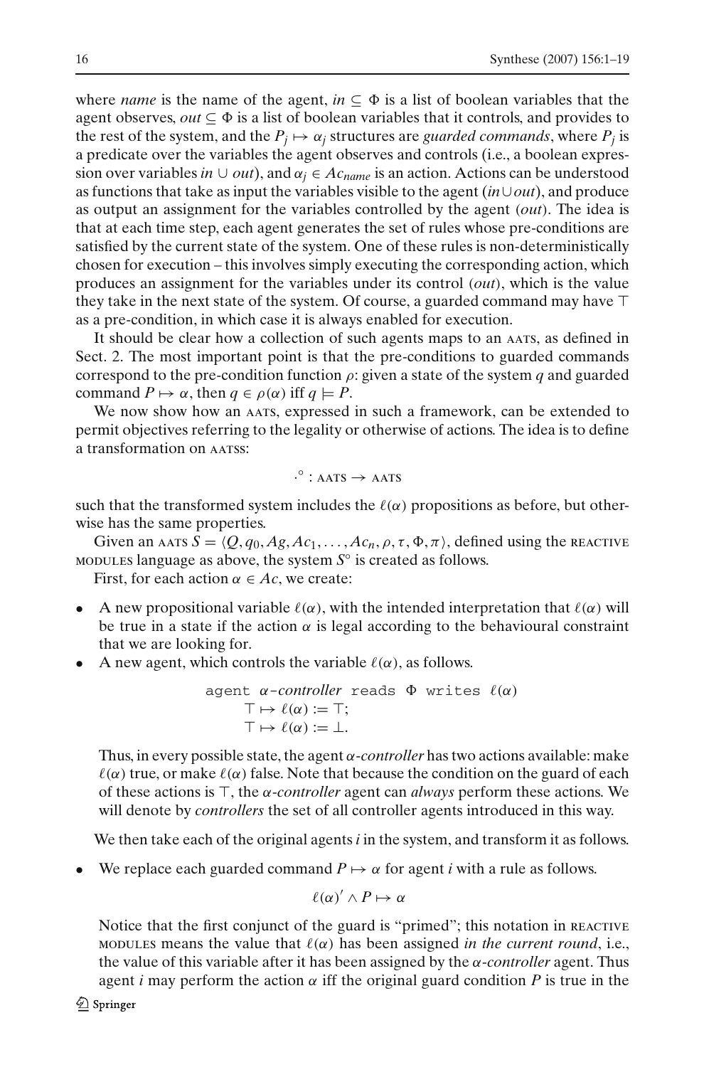where *name* is the name of the agent, $in \subseteq \Phi$ is a list of boolean variables that the agent observes, $out \subseteq \Phi$ is a list of boolean variables that it controls, and provides to the rest of the system, and the $P_j \mapsto \alpha_j$ structures are *guarded commands*, where $P_j$ is a predicate over the variables the agent observes and controls (i.e., a boolean expression over variables $in \cup out$), and $\alpha_j \in Ac_{name}$ is an action. Actions can be understood as functions that take as input the variables visible to the agent ($in \cup out$), and produce as output an assignment for the variables controlled by the agent ($out$). The idea is that at each time step, each agent generates the set of rules whose pre-conditions are satisfied by the current state of the system. One of these rules is non-deterministically chosen for execution – this involves simply executing the corresponding action, which produces an assignment for the variables under its control ($out$), which is the value they take in the next state of the system. Of course, a guarded command may have $\top$ as a pre-condition, in which case it is always enabled for execution.

It should be clear how a collection of such agents maps to an AATS, as defined in Sect. 2. The most important point is that the pre-conditions to guarded commands correspond to the pre-condition function $\rho$: given a state of the system $q$ and guarded command $P \mapsto \alpha$, then $q \in \rho(\alpha)$ iff $q \models P$.

We now show how an AATS, expressed in such a framework, can be extended to permit objectives referring to the legality or otherwise of actions. The idea is to define a transformation on AATSS:

$$\cdot^{\circ} : \text{AATS} \rightarrow \text{AATS}$$

such that the transformed system includes the $\ell(\alpha)$ propositions as before, but otherwise has the same properties.

Given an AATS $S = \langle Q, q_0, Ag, Ac_1, \ldots, Ac_n, \rho, \tau, \Phi, \pi \rangle$, defined using the REACTIVE MODULES language as above, the system $S^{\circ}$ is created as follows.

First, for each action $\alpha \in Ac$, we create:

- A new propositional variable $\ell(\alpha)$, with the intended interpretation that $\ell(\alpha)$ will be true in a state if the action $\alpha$ is legal according to the behavioural constraint that we are looking for.
- A new agent, which controls the variable $\ell(\alpha)$, as follows.

  agent $\alpha$-*controller* reads $\Phi$ writes $\ell(\alpha)$
  $\quad\top \mapsto \ell(\alpha) := \top;$
  $\quad\top \mapsto \ell(\alpha) := \bot.$

  Thus, in every possible state, the agent $\alpha$-*controller* has two actions available: make $\ell(\alpha)$ true, or make $\ell(\alpha)$ false. Note that because the condition on the guard of each of these actions is $\top$, the $\alpha$-*controller* agent can *always* perform these actions. We will denote by *controllers* the set of all controller agents introduced in this way.

We then take each of the original agents $i$ in the system, and transform it as follows.

- We replace each guarded command $P \mapsto \alpha$ for agent $i$ with a rule as follows.

$$\ell(\alpha)' \wedge P \mapsto \alpha$$

  Notice that the first conjunct of the guard is "primed"; this notation in REACTIVE MODULES means the value that $\ell(\alpha)$ has been assigned *in the current round*, i.e., the value of this variable after it has been assigned by the $\alpha$-*controller* agent. Thus agent $i$ may perform the action $\alpha$ iff the original guard condition $P$ is true in the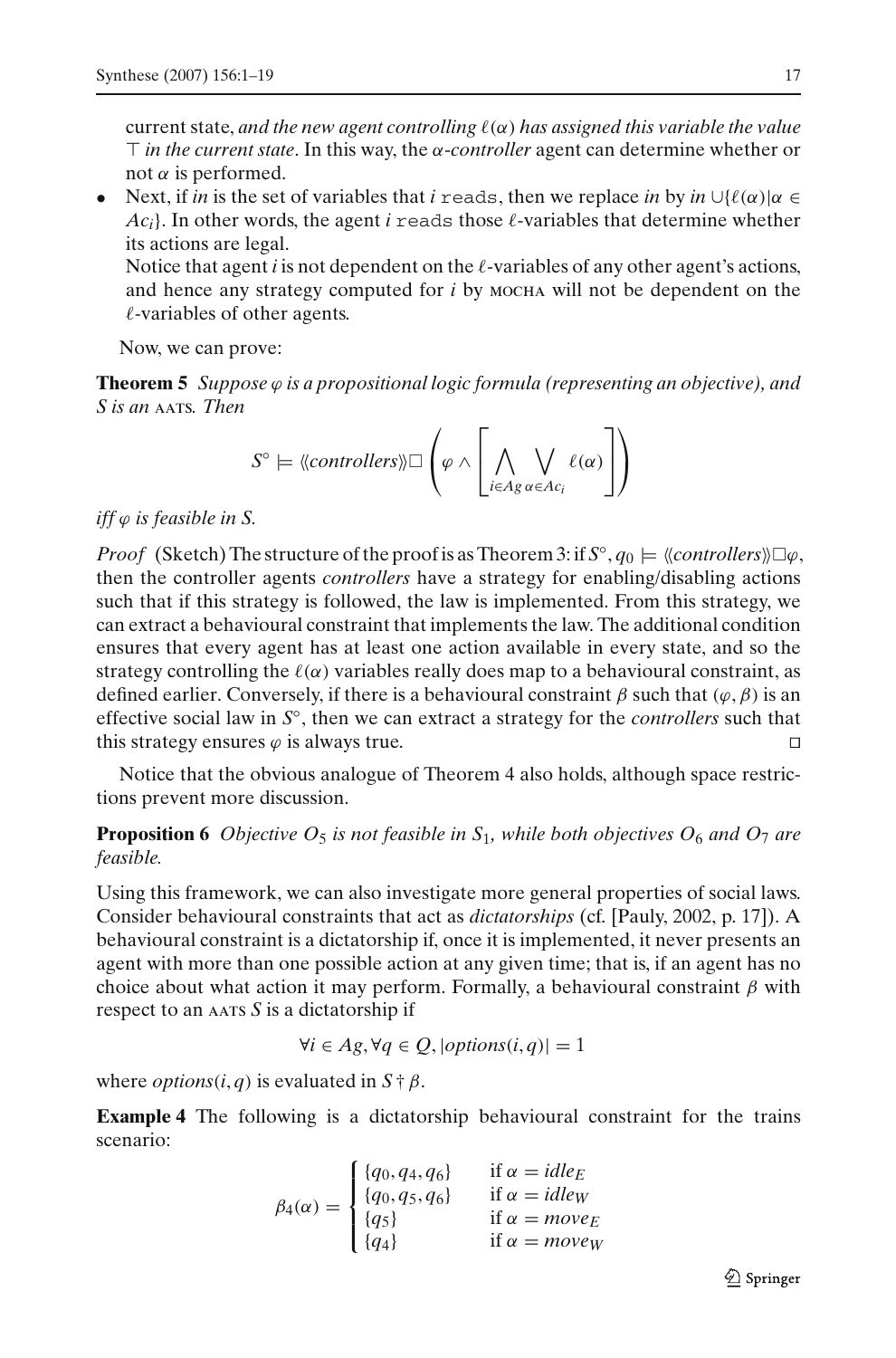current state, *and the new agent controlling $\ell(\alpha)$ has assigned this variable the value $\top$ in the current state*. In this way, the *$\alpha$-controller* agent can determine whether or not $\alpha$ is performed.

- Next, if *in* is the set of variables that $i$ `reads`, then we replace *in* by $in \cup \{\ell(\alpha) | \alpha \in Ac_i\}$. In other words, the agent $i$ `reads` those $\ell$-variables that determine whether its actions are legal.

  Notice that agent $i$ is not dependent on the $\ell$-variables of any other agent's actions, and hence any strategy computed for $i$ by MOCHA will not be dependent on the $\ell$-variables of other agents.

Now, we can prove:

**Theorem 5** *Suppose $\varphi$ is a propositional logic formula (representing an objective), and $S$ is an* AATS. *Then*

$$S^\circ \models \langle\langle controllers \rangle\rangle \Box \left( \varphi \wedge \left[ \bigwedge_{i \in Ag} \bigvee_{\alpha \in Ac_i} \ell(\alpha) \right] \right)$$

*iff $\varphi$ is feasible in $S$.*

*Proof* (Sketch) The structure of the proof is as Theorem 3: if $S^\circ, q_0 \models \langle\langle controllers \rangle\rangle \Box \varphi$, then the controller agents *controllers* have a strategy for enabling/disabling actions such that if this strategy is followed, the law is implemented. From this strategy, we can extract a behavioural constraint that implements the law. The additional condition ensures that every agent has at least one action available in every state, and so the strategy controlling the $\ell(\alpha)$ variables really does map to a behavioural constraint, as defined earlier. Conversely, if there is a behavioural constraint $\beta$ such that $(\varphi, \beta)$ is an effective social law in $S^\circ$, then we can extract a strategy for the *controllers* such that this strategy ensures $\varphi$ is always true. □

Notice that the obvious analogue of Theorem 4 also holds, although space restrictions prevent more discussion.

**Proposition 6** *Objective $O_5$ is not feasible in $S_1$, while both objectives $O_6$ and $O_7$ are feasible.*

Using this framework, we can also investigate more general properties of social laws. Consider behavioural constraints that act as *dictatorships* (cf. [Pauly, 2002, p. 17]). A behavioural constraint is a dictatorship if, once it is implemented, it never presents an agent with more than one possible action at any given time; that is, if an agent has no choice about what action it may perform. Formally, a behavioural constraint $\beta$ with respect to an AATS $S$ is a dictatorship if

$$\forall i \in Ag, \forall q \in Q, |options(i, q)| = 1$$

where $options(i, q)$ is evaluated in $S \dagger \beta$.

**Example 4** The following is a dictatorship behavioural constraint for the trains scenario:

$$\beta_4(\alpha) = \begin{cases} \{q_0, q_4, q_6\} & \text{if } \alpha = idle_E \\ \{q_0, q_5, q_6\} & \text{if } \alpha = idle_W \\ \{q_5\} & \text{if } \alpha = move_E \\ \{q_4\} & \text{if } \alpha = move_W \end{cases}$$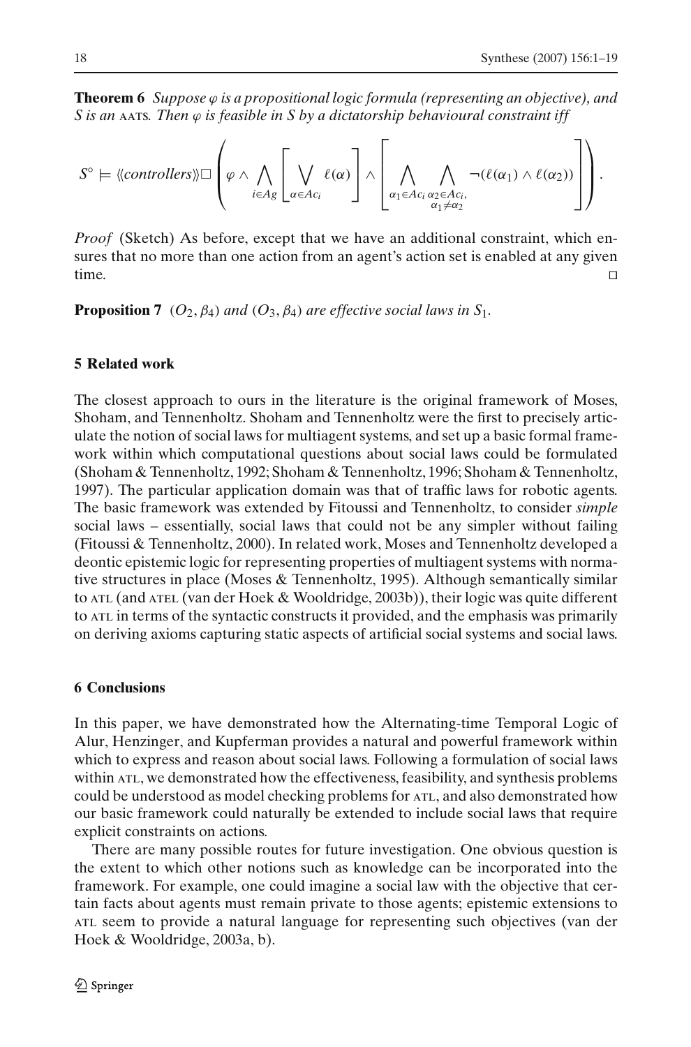**Theorem 6** *Suppose $\varphi$ is a propositional logic formula (representing an objective), and S is an* AATS. *Then $\varphi$ is feasible in S by a dictatorship behavioural constraint iff*

$$S^\circ \models \langle\langle controllers \rangle\rangle \Box \left( \varphi \wedge \bigwedge_{i \in Ag} \left[ \bigvee_{\alpha \in Ac_i} \ell(\alpha) \right] \wedge \left[ \bigwedge_{\alpha_1 \in Ac_i} \bigwedge_{\substack{\alpha_2 \in Ac_i, \\ \alpha_1 \neq \alpha_2}} \neg(\ell(\alpha_1) \wedge \ell(\alpha_2)) \right] \right).$$

*Proof* (Sketch) As before, except that we have an additional constraint, which ensures that no more than one action from an agent's action set is enabled at any given time. □

**Proposition 7** *$(O_2, \beta_4)$ and $(O_3, \beta_4)$ are effective social laws in $S_1$.*

## 5 Related work

The closest approach to ours in the literature is the original framework of Moses, Shoham, and Tennenholtz. Shoham and Tennenholtz were the first to precisely articulate the notion of social laws for multiagent systems, and set up a basic formal framework within which computational questions about social laws could be formulated (Shoham & Tennenholtz, 1992; Shoham & Tennenholtz, 1996; Shoham & Tennenholtz, 1997). The particular application domain was that of traffic laws for robotic agents. The basic framework was extended by Fitoussi and Tennenholtz, to consider *simple* social laws – essentially, social laws that could not be any simpler without failing (Fitoussi & Tennenholtz, 2000). In related work, Moses and Tennenholtz developed a deontic epistemic logic for representing properties of multiagent systems with normative structures in place (Moses & Tennenholtz, 1995). Although semantically similar to ATL (and ATEL (van der Hoek & Wooldridge, 2003b)), their logic was quite different to ATL in terms of the syntactic constructs it provided, and the emphasis was primarily on deriving axioms capturing static aspects of artificial social systems and social laws.

## 6 Conclusions

In this paper, we have demonstrated how the Alternating-time Temporal Logic of Alur, Henzinger, and Kupferman provides a natural and powerful framework within which to express and reason about social laws. Following a formulation of social laws within ATL, we demonstrated how the effectiveness, feasibility, and synthesis problems could be understood as model checking problems for ATL, and also demonstrated how our basic framework could naturally be extended to include social laws that require explicit constraints on actions.

There are many possible routes for future investigation. One obvious question is the extent to which other notions such as knowledge can be incorporated into the framework. For example, one could imagine a social law with the objective that certain facts about agents must remain private to those agents; epistemic extensions to ATL seem to provide a natural language for representing such objectives (van der Hoek & Wooldridge, 2003a, b).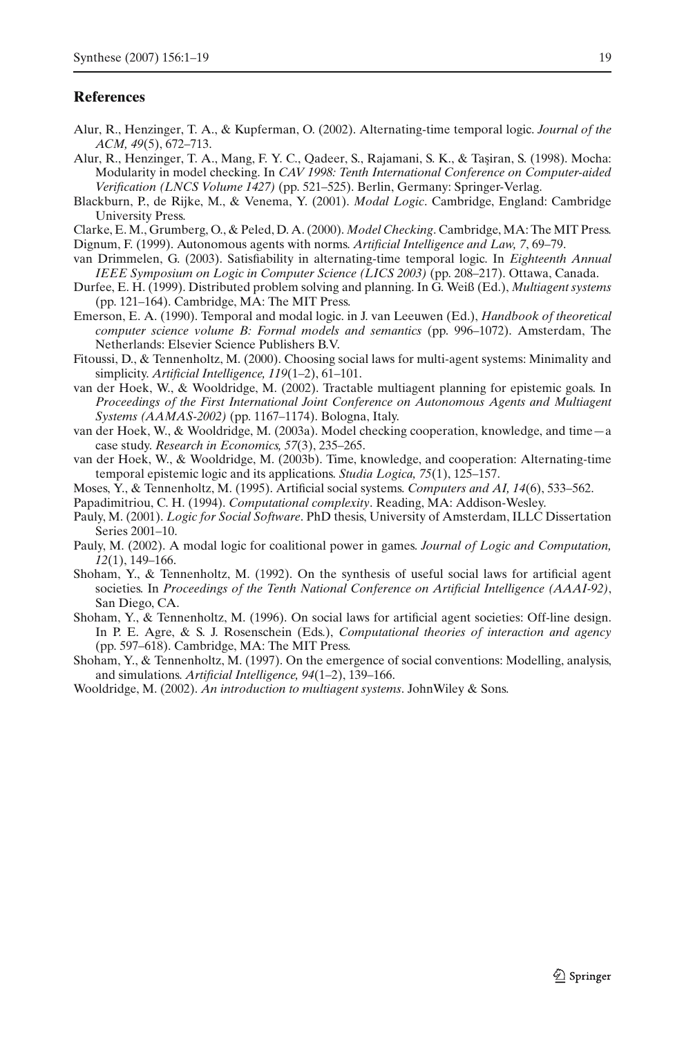## References

Alur, R., Henzinger, T. A., & Kupferman, O. (2002). Alternating-time temporal logic. *Journal of the ACM, 49*(5), 672–713.

Alur, R., Henzinger, T. A., Mang, F. Y. C., Qadeer, S., Rajamani, S. K., & Taşiran, S. (1998). Mocha: Modularity in model checking. In *CAV 1998: Tenth International Conference on Computer-aided Verification (LNCS Volume 1427)* (pp. 521–525). Berlin, Germany: Springer-Verlag.

Blackburn, P., de Rijke, M., & Venema, Y. (2001). *Modal Logic*. Cambridge, England: Cambridge University Press.

Clarke, E. M., Grumberg, O., & Peled, D. A. (2000). *Model Checking*. Cambridge, MA: The MIT Press.

Dignum, F. (1999). Autonomous agents with norms. *Artificial Intelligence and Law, 7*, 69–79.

van Drimmelen, G. (2003). Satisfiability in alternating-time temporal logic. In *Eighteenth Annual IEEE Symposium on Logic in Computer Science (LICS 2003)* (pp. 208–217). Ottawa, Canada.

Durfee, E. H. (1999). Distributed problem solving and planning. In G. Weiß (Ed.), *Multiagent systems* (pp. 121–164). Cambridge, MA: The MIT Press.

Emerson, E. A. (1990). Temporal and modal logic. in J. van Leeuwen (Ed.), *Handbook of theoretical computer science volume B: Formal models and semantics* (pp. 996–1072). Amsterdam, The Netherlands: Elsevier Science Publishers B.V.

Fitoussi, D., & Tennenholtz, M. (2000). Choosing social laws for multi-agent systems: Minimality and simplicity. *Artificial Intelligence, 119*(1–2), 61–101.

van der Hoek, W., & Wooldridge, M. (2002). Tractable multiagent planning for epistemic goals. In *Proceedings of the First International Joint Conference on Autonomous Agents and Multiagent Systems (AAMAS-2002)* (pp. 1167–1174). Bologna, Italy.

van der Hoek, W., & Wooldridge, M. (2003a). Model checking cooperation, knowledge, and time—a case study. *Research in Economics, 57*(3), 235–265.

van der Hoek, W., & Wooldridge, M. (2003b). Time, knowledge, and cooperation: Alternating-time temporal epistemic logic and its applications. *Studia Logica, 75*(1), 125–157.

Moses, Y., & Tennenholtz, M. (1995). Artificial social systems. *Computers and AI, 14*(6), 533–562.

Papadimitriou, C. H. (1994). *Computational complexity*. Reading, MA: Addison-Wesley.

Pauly, M. (2001). *Logic for Social Software*. PhD thesis, University of Amsterdam, ILLC Dissertation Series 2001–10.

Pauly, M. (2002). A modal logic for coalitional power in games. *Journal of Logic and Computation, 12*(1), 149–166.

Shoham, Y., & Tennenholtz, M. (1992). On the synthesis of useful social laws for artificial agent societies. In *Proceedings of the Tenth National Conference on Artificial Intelligence (AAAI-92)*, San Diego, CA.

Shoham, Y., & Tennenholtz, M. (1996). On social laws for artificial agent societies: Off-line design. In P. E. Agre, & S. J. Rosenschein (Eds.), *Computational theories of interaction and agency* (pp. 597–618). Cambridge, MA: The MIT Press.

Shoham, Y., & Tennenholtz, M. (1997). On the emergence of social conventions: Modelling, analysis, and simulations. *Artificial Intelligence, 94*(1–2), 139–166.

Wooldridge, M. (2002). *An introduction to multiagent systems*. JohnWiley & Sons.